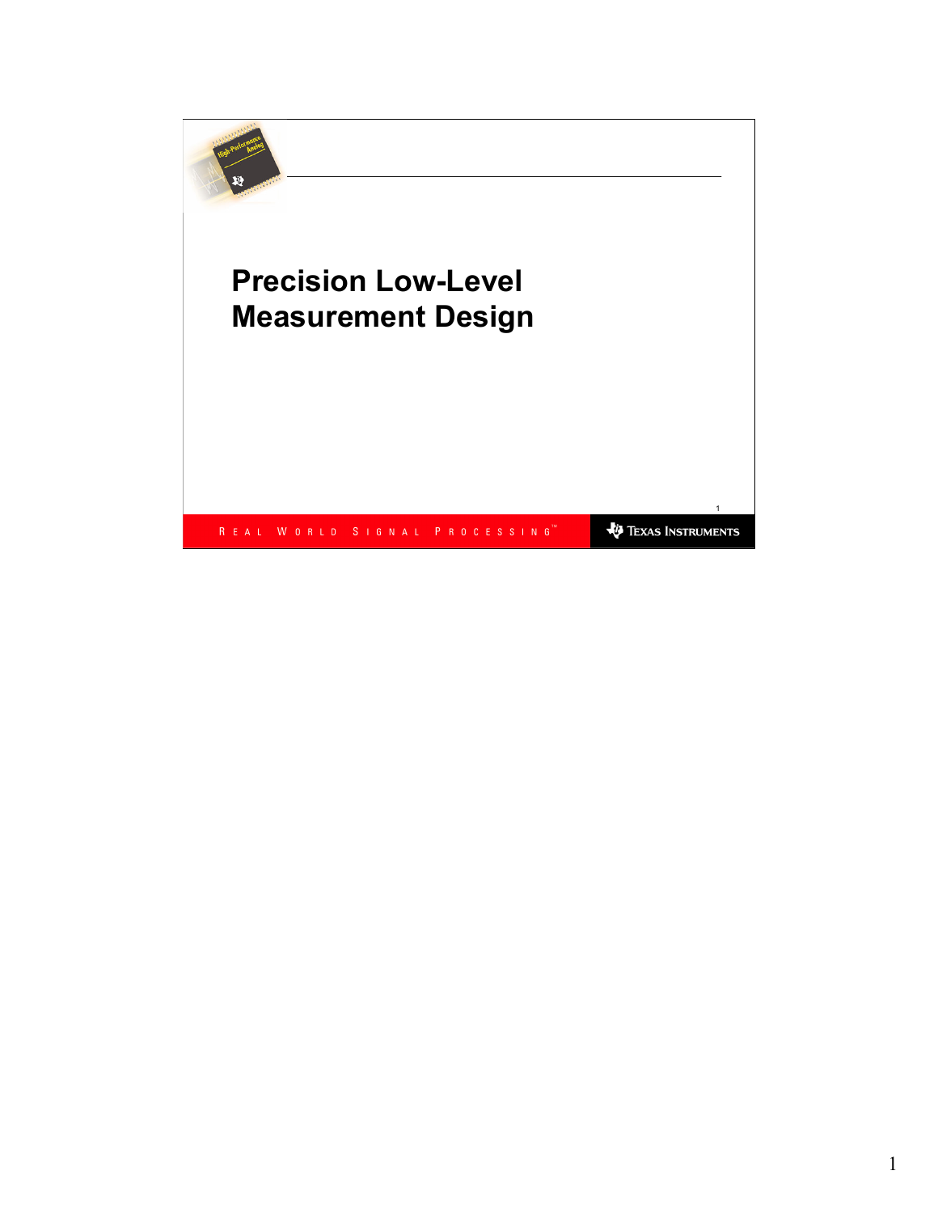# Precision Low-Level Measurement Design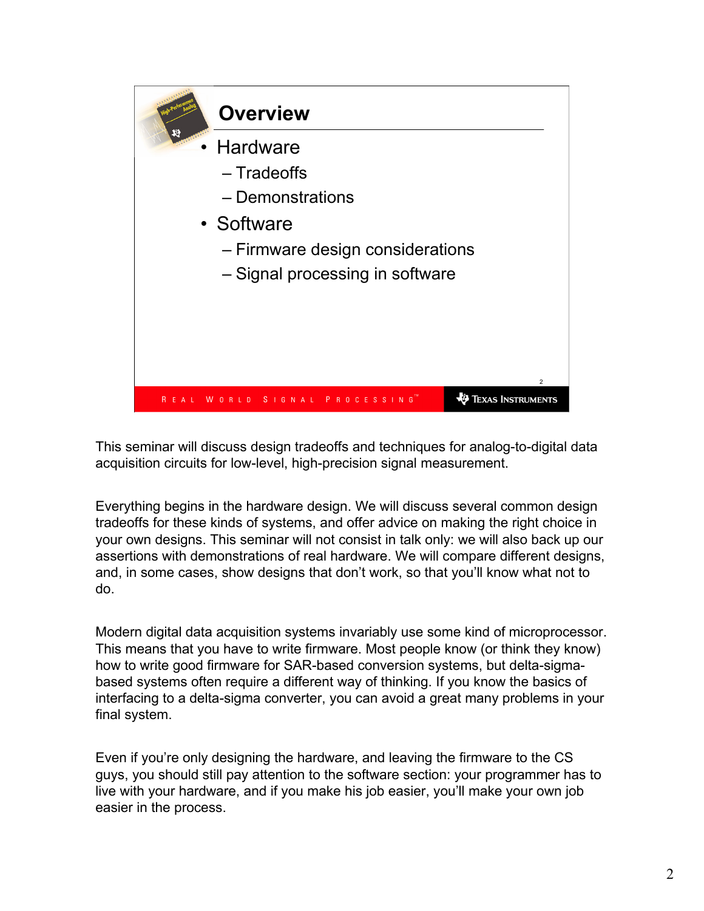## Overview

- Hardware
  - Tradeoffs
  - Demonstrations
- Software
  - Firmware design considerations
  - Signal processing in software

This seminar will discuss design tradeoffs and techniques for analog-to-digital data acquisition circuits for low-level, high-precision signal measurement.

Everything begins in the hardware design. We will discuss several common design tradeoffs for these kinds of systems, and offer advice on making the right choice in your own designs. This seminar will not consist in talk only: we will also back up our assertions with demonstrations of real hardware. We will compare different designs, and, in some cases, show designs that don't work, so that you'll know what not to do.

Modern digital data acquisition systems invariably use some kind of microprocessor. This means that you have to write firmware. Most people know (or think they know) how to write good firmware for SAR-based conversion systems, but delta-sigma-based systems often require a different way of thinking. If you know the basics of interfacing to a delta-sigma converter, you can avoid a great many problems in your final system.

Even if you're only designing the hardware, and leaving the firmware to the CS guys, you should still pay attention to the software section: your programmer has to live with your hardware, and if you make his job easier, you'll make your own job easier in the process.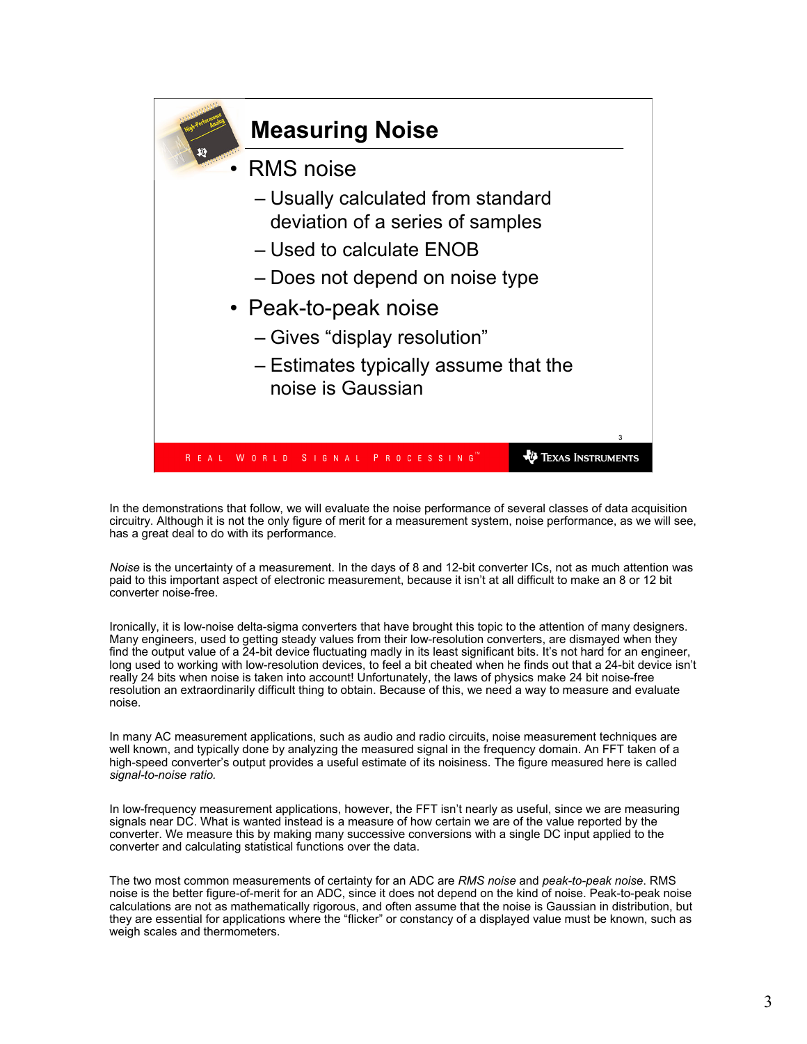## Measuring Noise

- RMS noise
  - Usually calculated from standard deviation of a series of samples
  - Used to calculate ENOB
  - Does not depend on noise type
- Peak-to-peak noise
  - Gives “display resolution”
  - Estimates typically assume that the noise is Gaussian

In the demonstrations that follow, we will evaluate the noise performance of several classes of data acquisition circuitry. Although it is not the only figure of merit for a measurement system, noise performance, as we will see, has a great deal to do with its performance.

*Noise* is the uncertainty of a measurement. In the days of 8 and 12-bit converter ICs, not as much attention was paid to this important aspect of electronic measurement, because it isn’t at all difficult to make an 8 or 12 bit converter noise-free.

Ironically, it is low-noise delta-sigma converters that have brought this topic to the attention of many designers. Many engineers, used to getting steady values from their low-resolution converters, are dismayed when they find the output value of a 24-bit device fluctuating madly in its least significant bits. It’s not hard for an engineer, long used to working with low-resolution devices, to feel a bit cheated when he finds out that a 24-bit device isn’t really 24 bits when noise is taken into account! Unfortunately, the laws of physics make 24 bit noise-free resolution an extraordinarily difficult thing to obtain. Because of this, we need a way to measure and evaluate noise.

In many AC measurement applications, such as audio and radio circuits, noise measurement techniques are well known, and typically done by analyzing the measured signal in the frequency domain. An FFT taken of a high-speed converter’s output provides a useful estimate of its noisiness. The figure measured here is called *signal-to-noise ratio.*

In low-frequency measurement applications, however, the FFT isn’t nearly as useful, since we are measuring signals near DC. What is wanted instead is a measure of how certain we are of the value reported by the converter. We measure this by making many successive conversions with a single DC input applied to the converter and calculating statistical functions over the data.

The two most common measurements of certainty for an ADC are *RMS noise* and *peak-to-peak noise*. RMS noise is the better figure-of-merit for an ADC, since it does not depend on the kind of noise. Peak-to-peak noise calculations are not as mathematically rigorous, and often assume that the noise is Gaussian in distribution, but they are essential for applications where the “flicker” or constancy of a displayed value must be known, such as weigh scales and thermometers.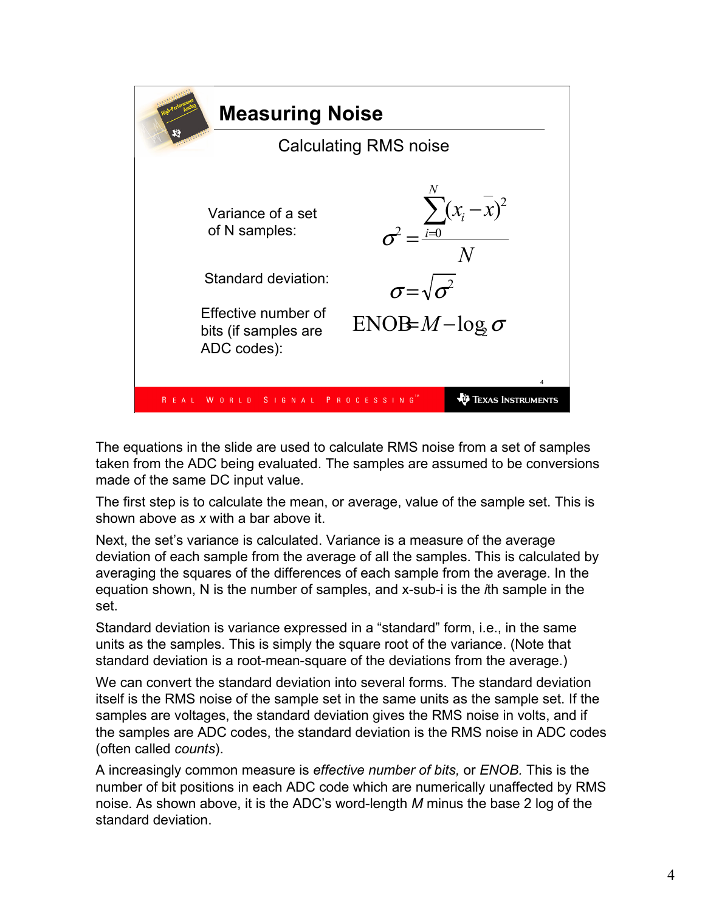## Measuring Noise

### Calculating RMS noise

Variance of a set of N samples:

$$\sigma^2 = \frac{\sum_{i=0}^{N}(x_i - \bar{x})^2}{N}$$

Standard deviation:

$$\sigma = \sqrt{\sigma^2}$$

Effective number of bits (if samples are ADC codes):

$$\text{ENOB} = M - \log_2 \sigma$$

The equations in the slide are used to calculate RMS noise from a set of samples taken from the ADC being evaluated. The samples are assumed to be conversions made of the same DC input value.

The first step is to calculate the mean, or average, value of the sample set. This is shown above as *x* with a bar above it.

Next, the set's variance is calculated. Variance is a measure of the average deviation of each sample from the average of all the samples. This is calculated by averaging the squares of the differences of each sample from the average. In the equation shown, N is the number of samples, and x-sub-i is the *i*th sample in the set.

Standard deviation is variance expressed in a "standard" form, i.e., in the same units as the samples. This is simply the square root of the variance. (Note that standard deviation is a root-mean-square of the deviations from the average.)

We can convert the standard deviation into several forms. The standard deviation itself is the RMS noise of the sample set in the same units as the sample set. If the samples are voltages, the standard deviation gives the RMS noise in volts, and if the samples are ADC codes, the standard deviation is the RMS noise in ADC codes (often called *counts*).

A increasingly common measure is *effective number of bits,* or *ENOB.* This is the number of bit positions in each ADC code which are numerically unaffected by RMS noise. As shown above, it is the ADC's word-length *M* minus the base 2 log of the standard deviation.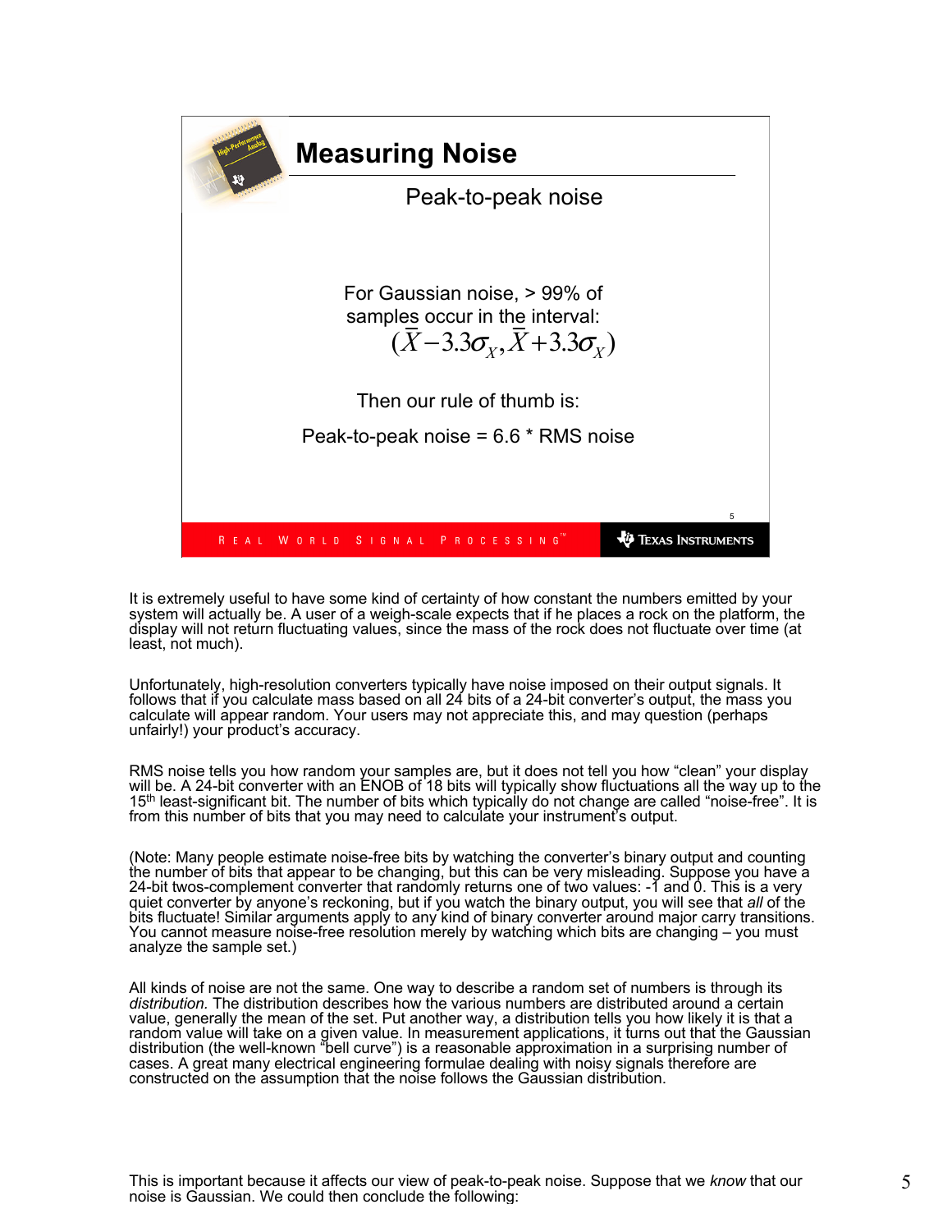## Measuring Noise

### Peak-to-peak noise

For Gaussian noise, > 99% of samples occur in the interval:

$$(\bar{X} - 3.3\sigma_X, \bar{X} + 3.3\sigma_X)$$

Then our rule of thumb is:

Peak-to-peak noise = 6.6 * RMS noise

It is extremely useful to have some kind of certainty of how constant the numbers emitted by your system will actually be. A user of a weigh-scale expects that if he places a rock on the platform, the display will not return fluctuating values, since the mass of the rock does not fluctuate over time (at least, not much).

Unfortunately, high-resolution converters typically have noise imposed on their output signals. It follows that if you calculate mass based on all 24 bits of a 24-bit converter's output, the mass you calculate will appear random. Your users may not appreciate this, and may question (perhaps unfairly!) your product's accuracy.

RMS noise tells you how random your samples are, but it does not tell you how "clean" your display will be. A 24-bit converter with an ENOB of 18 bits will typically show fluctuations all the way up to the 15th least-significant bit. The number of bits which typically do not change are called "noise-free". It is from this number of bits that you may need to calculate your instrument's output.

(Note: Many people estimate noise-free bits by watching the converter's binary output and counting the number of bits that appear to be changing, but this can be very misleading. Suppose you have a 24-bit twos-complement converter that randomly returns one of two values: -1 and 0. This is a very quiet converter by anyone's reckoning, but if you watch the binary output, you will see that *all* of the bits fluctuate! Similar arguments apply to any kind of binary converter around major carry transitions. You cannot measure noise-free resolution merely by watching which bits are changing – you must analyze the sample set.)

All kinds of noise are not the same. One way to describe a random set of numbers is through its *distribution.* The distribution describes how the various numbers are distributed around a certain value, generally the mean of the set. Put another way, a distribution tells you how likely it is that a random value will take on a given value. In measurement applications, it turns out that the Gaussian distribution (the well-known "bell curve") is a reasonable approximation in a surprising number of cases. A great many electrical engineering formulae dealing with noisy signals therefore are constructed on the assumption that the noise follows the Gaussian distribution.

This is important because it affects our view of peak-to-peak noise. Suppose that we *know* that our noise is Gaussian. We could then conclude the following: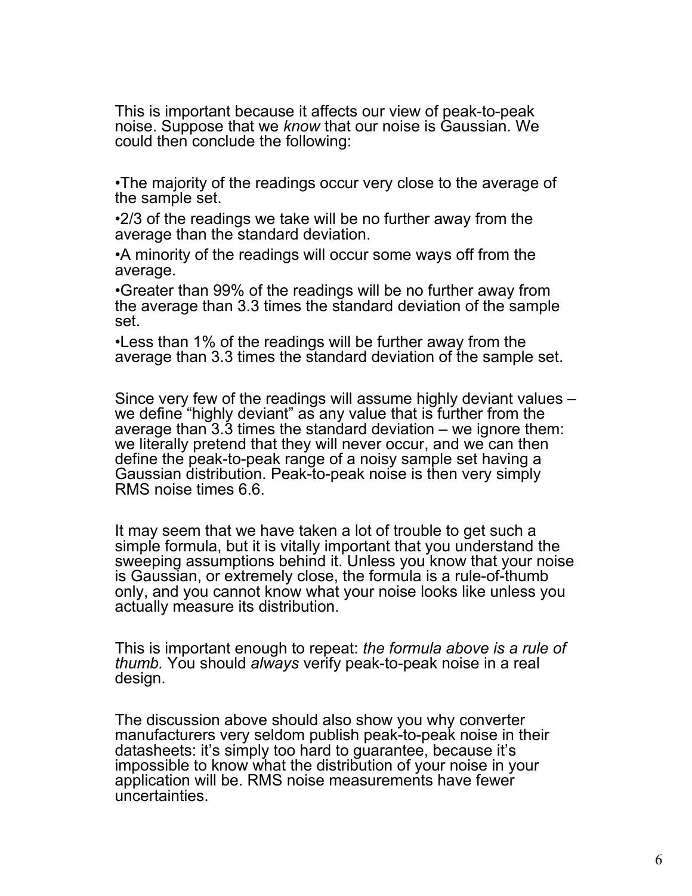This is important because it affects our view of peak-to-peak noise. Suppose that we *know* that our noise is Gaussian. We could then conclude the following:

- The majority of the readings occur very close to the average of the sample set.
- 2/3 of the readings we take will be no further away from the average than the standard deviation.
- A minority of the readings will occur some ways off from the average.
- Greater than 99% of the readings will be no further away from the average than 3.3 times the standard deviation of the sample set.
- Less than 1% of the readings will be further away from the average than 3.3 times the standard deviation of the sample set.

Since very few of the readings will assume highly deviant values – we define "highly deviant" as any value that is further from the average than 3.3 times the standard deviation – we ignore them: we literally pretend that they will never occur, and we can then define the peak-to-peak range of a noisy sample set having a Gaussian distribution. Peak-to-peak noise is then very simply RMS noise times 6.6.

It may seem that we have taken a lot of trouble to get such a simple formula, but it is vitally important that you understand the sweeping assumptions behind it. Unless you know that your noise is Gaussian, or extremely close, the formula is a rule-of-thumb only, and you cannot know what your noise looks like unless you actually measure its distribution.

This is important enough to repeat: *the formula above is a rule of thumb.* You should *always* verify peak-to-peak noise in a real design.

The discussion above should also show you why converter manufacturers very seldom publish peak-to-peak noise in their datasheets: it's simply too hard to guarantee, because it's impossible to know what the distribution of your noise in your application will be. RMS noise measurements have fewer uncertainties.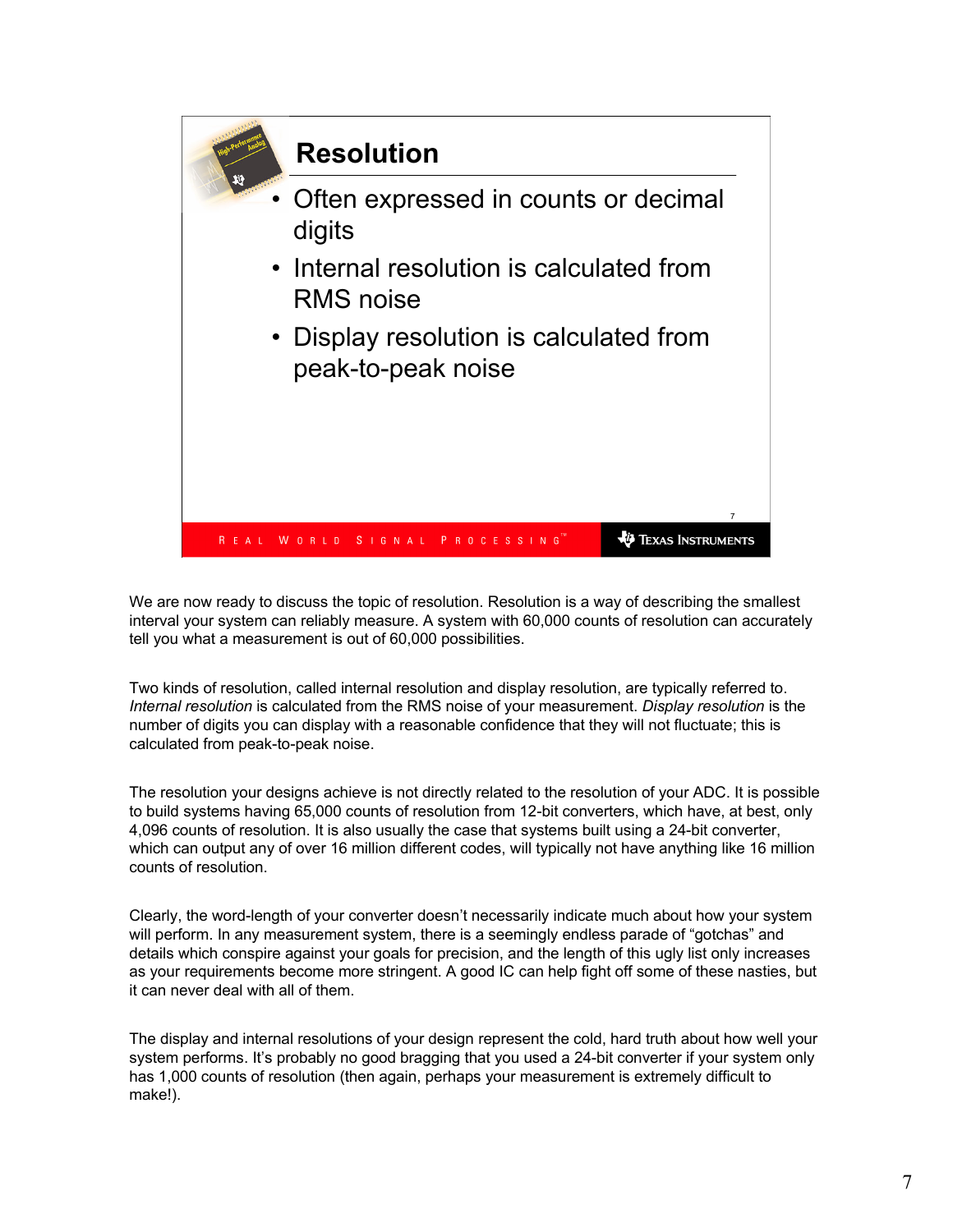## Resolution

- Often expressed in counts or decimal digits
- Internal resolution is calculated from RMS noise
- Display resolution is calculated from peak-to-peak noise

We are now ready to discuss the topic of resolution. Resolution is a way of describing the smallest interval your system can reliably measure. A system with 60,000 counts of resolution can accurately tell you what a measurement is out of 60,000 possibilities.

Two kinds of resolution, called internal resolution and display resolution, are typically referred to. *Internal resolution* is calculated from the RMS noise of your measurement. *Display resolution* is the number of digits you can display with a reasonable confidence that they will not fluctuate; this is calculated from peak-to-peak noise.

The resolution your designs achieve is not directly related to the resolution of your ADC. It is possible to build systems having 65,000 counts of resolution from 12-bit converters, which have, at best, only 4,096 counts of resolution. It is also usually the case that systems built using a 24-bit converter, which can output any of over 16 million different codes, will typically not have anything like 16 million counts of resolution.

Clearly, the word-length of your converter doesn't necessarily indicate much about how your system will perform. In any measurement system, there is a seemingly endless parade of "gotchas" and details which conspire against your goals for precision, and the length of this ugly list only increases as your requirements become more stringent. A good IC can help fight off some of these nasties, but it can never deal with all of them.

The display and internal resolutions of your design represent the cold, hard truth about how well your system performs. It's probably no good bragging that you used a 24-bit converter if your system only has 1,000 counts of resolution (then again, perhaps your measurement is extremely difficult to make!).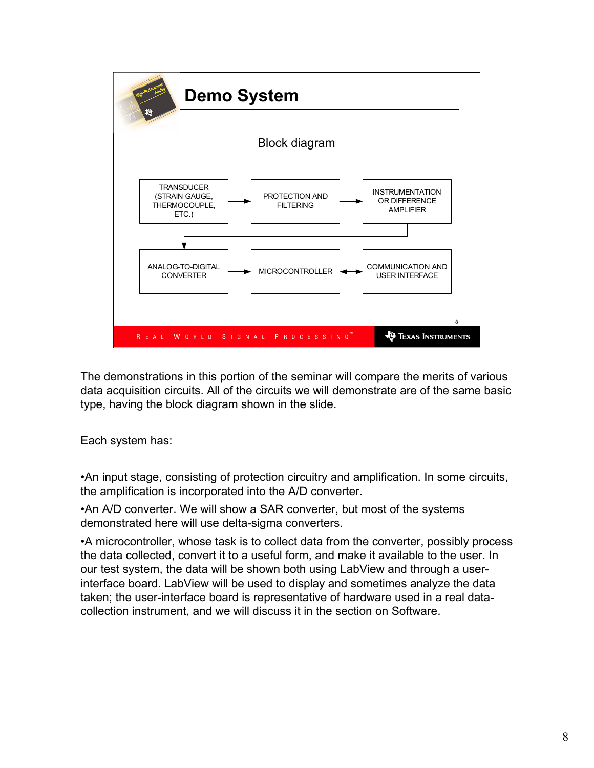## Demo System

Block diagram

TRANSDUCER (STRAIN GAUGE, THERMOCOUPLE, ETC.) → PROTECTION AND FILTERING → INSTRUMENTATION OR DIFFERENCE AMPLIFIER → ANALOG-TO-DIGITAL CONVERTER → MICROCONTROLLER ↔ COMMUNICATION AND USER INTERFACE

REAL WORLD SIGNAL PROCESSING™ — TEXAS INSTRUMENTS

The demonstrations in this portion of the seminar will compare the merits of various data acquisition circuits. All of the circuits we will demonstrate are of the same basic type, having the block diagram shown in the slide.

Each system has:

- An input stage, consisting of protection circuitry and amplification. In some circuits, the amplification is incorporated into the A/D converter.
- An A/D converter. We will show a SAR converter, but most of the systems demonstrated here will use delta-sigma converters.
- A microcontroller, whose task is to collect data from the converter, possibly process the data collected, convert it to a useful form, and make it available to the user. In our test system, the data will be shown both using LabView and through a user-interface board. LabView will be used to display and sometimes analyze the data taken; the user-interface board is representative of hardware used in a real data-collection instrument, and we will discuss it in the section on Software.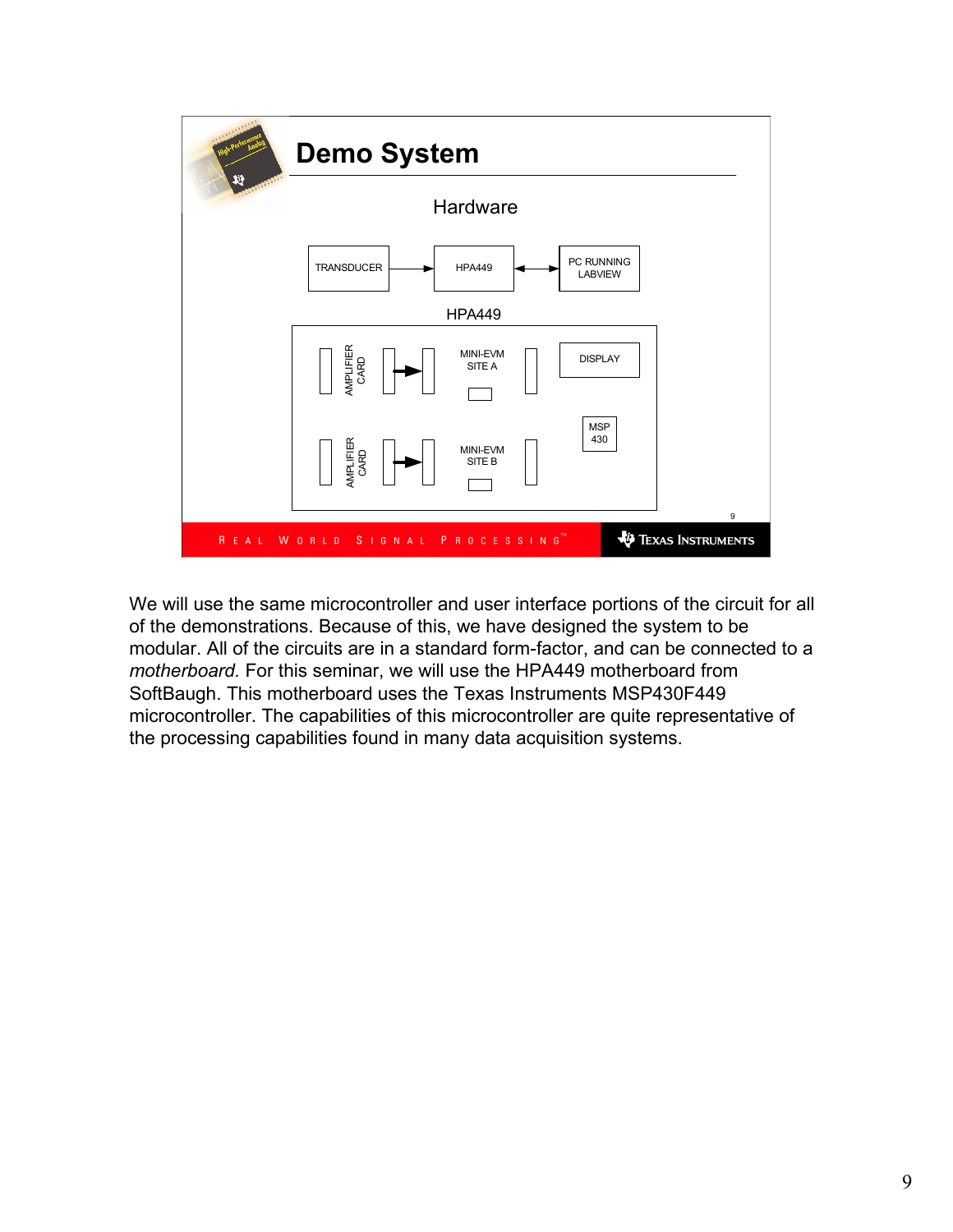## Demo System

Hardware

TRANSDUCER → HPA449 ↔ PC RUNNING LABVIEW

HPA449

AMPLIFIER CARD → MINI-EVM SITE A

AMPLIFIER CARD → MINI-EVM SITE B

DISPLAY

MSP 430

REAL WORLD SIGNAL PROCESSING™ — TEXAS INSTRUMENTS

We will use the same microcontroller and user interface portions of the circuit for all of the demonstrations. Because of this, we have designed the system to be modular. All of the circuits are in a standard form-factor, and can be connected to a *motherboard.* For this seminar, we will use the HPA449 motherboard from SoftBaugh. This motherboard uses the Texas Instruments MSP430F449 microcontroller. The capabilities of this microcontroller are quite representative of the processing capabilities found in many data acquisition systems.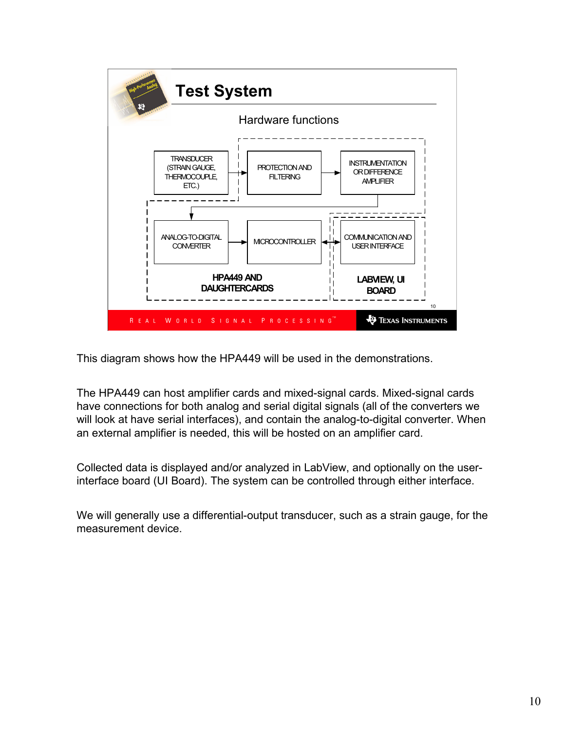## Test System

Hardware functions

TRANSDUCER (STRAIN GAUGE, THERMOCOUPLE, ETC.) → PROTECTION AND FILTERING → INSTRUMENTATION OR DIFFERENCE AMPLIFIER → ANALOG-TO-DIGITAL CONVERTER → MICROCONTROLLER ↔ COMMUNICATION AND USER INTERFACE

**HPA449 AND DAUGHTERCARDS**

**LABVIEW, UI BOARD**

This diagram shows how the HPA449 will be used in the demonstrations.

The HPA449 can host amplifier cards and mixed-signal cards. Mixed-signal cards have connections for both analog and serial digital signals (all of the converters we will look at have serial interfaces), and contain the analog-to-digital converter. When an external amplifier is needed, this will be hosted on an amplifier card.

Collected data is displayed and/or analyzed in LabView, and optionally on the user-interface board (UI Board). The system can be controlled through either interface.

We will generally use a differential-output transducer, such as a strain gauge, for the measurement device.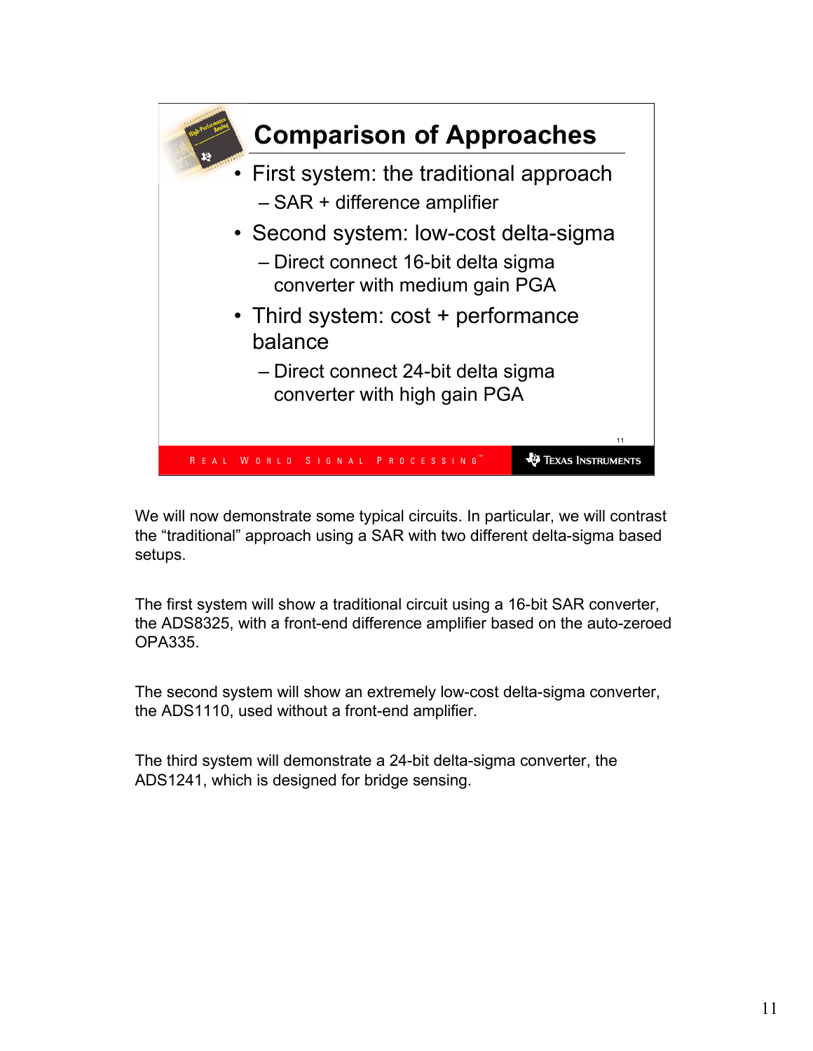## Comparison of Approaches

- First system: the traditional approach
  - SAR + difference amplifier
- Second system: low-cost delta-sigma
  - Direct connect 16-bit delta sigma converter with medium gain PGA
- Third system: cost + performance balance
  - Direct connect 24-bit delta sigma converter with high gain PGA

We will now demonstrate some typical circuits. In particular, we will contrast the "traditional" approach using a SAR with two different delta-sigma based setups.

The first system will show a traditional circuit using a 16-bit SAR converter, the ADS8325, with a front-end difference amplifier based on the auto-zeroed OPA335.

The second system will show an extremely low-cost delta-sigma converter, the ADS1110, used without a front-end amplifier.

The third system will demonstrate a 24-bit delta-sigma converter, the ADS1241, which is designed for bridge sensing.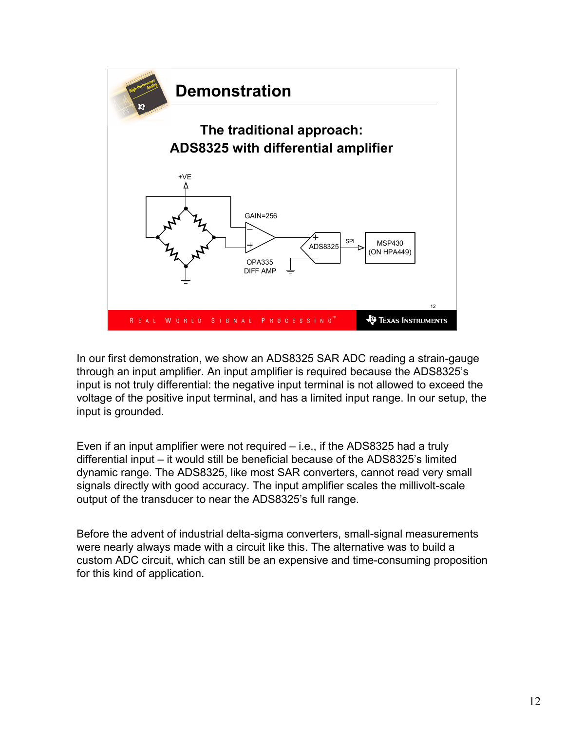## Demonstration

**The traditional approach:**
**ADS8325 with differential amplifier**

+VE

GAIN=256

OPA335
DIFF AMP

ADS8325

SPI

MSP430
(ON HPA449)

In our first demonstration, we show an ADS8325 SAR ADC reading a strain-gauge through an input amplifier. An input amplifier is required because the ADS8325's input is not truly differential: the negative input terminal is not allowed to exceed the voltage of the positive input terminal, and has a limited input range. In our setup, the input is grounded.

Even if an input amplifier were not required – i.e., if the ADS8325 had a truly differential input – it would still be beneficial because of the ADS8325's limited dynamic range. The ADS8325, like most SAR converters, cannot read very small signals directly with good accuracy. The input amplifier scales the millivolt-scale output of the transducer to near the ADS8325's full range.

Before the advent of industrial delta-sigma converters, small-signal measurements were nearly always made with a circuit like this. The alternative was to build a custom ADC circuit, which can still be an expensive and time-consuming proposition for this kind of application.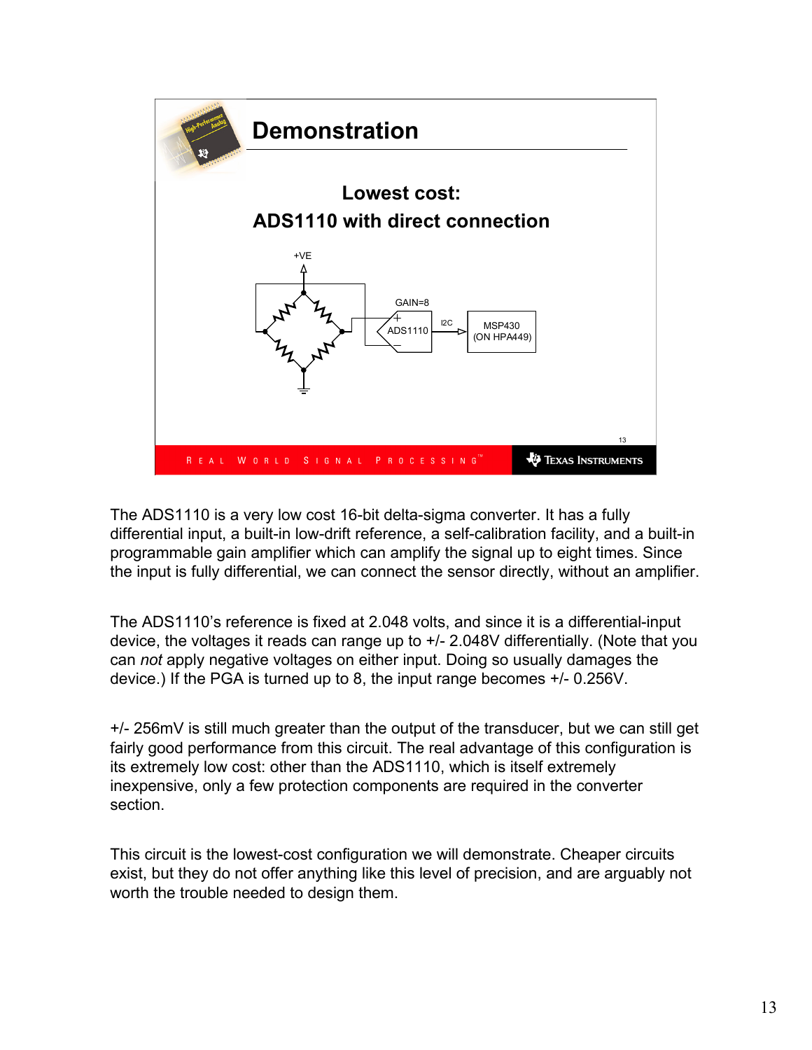## Demonstration

**Lowest cost:**
**ADS1110 with direct connection**

+VE

GAIN=8

ADS1110

I2C

MSP430
(ON HPA449)

The ADS1110 is a very low cost 16-bit delta-sigma converter. It has a fully differential input, a built-in low-drift reference, a self-calibration facility, and a built-in programmable gain amplifier which can amplify the signal up to eight times. Since the input is fully differential, we can connect the sensor directly, without an amplifier.

The ADS1110's reference is fixed at 2.048 volts, and since it is a differential-input device, the voltages it reads can range up to +/- 2.048V differentially. (Note that you can *not* apply negative voltages on either input. Doing so usually damages the device.) If the PGA is turned up to 8, the input range becomes +/- 0.256V.

+/- 256mV is still much greater than the output of the transducer, but we can still get fairly good performance from this circuit. The real advantage of this configuration is its extremely low cost: other than the ADS1110, which is itself extremely inexpensive, only a few protection components are required in the converter section.

This circuit is the lowest-cost configuration we will demonstrate. Cheaper circuits exist, but they do not offer anything like this level of precision, and are arguably not worth the trouble needed to design them.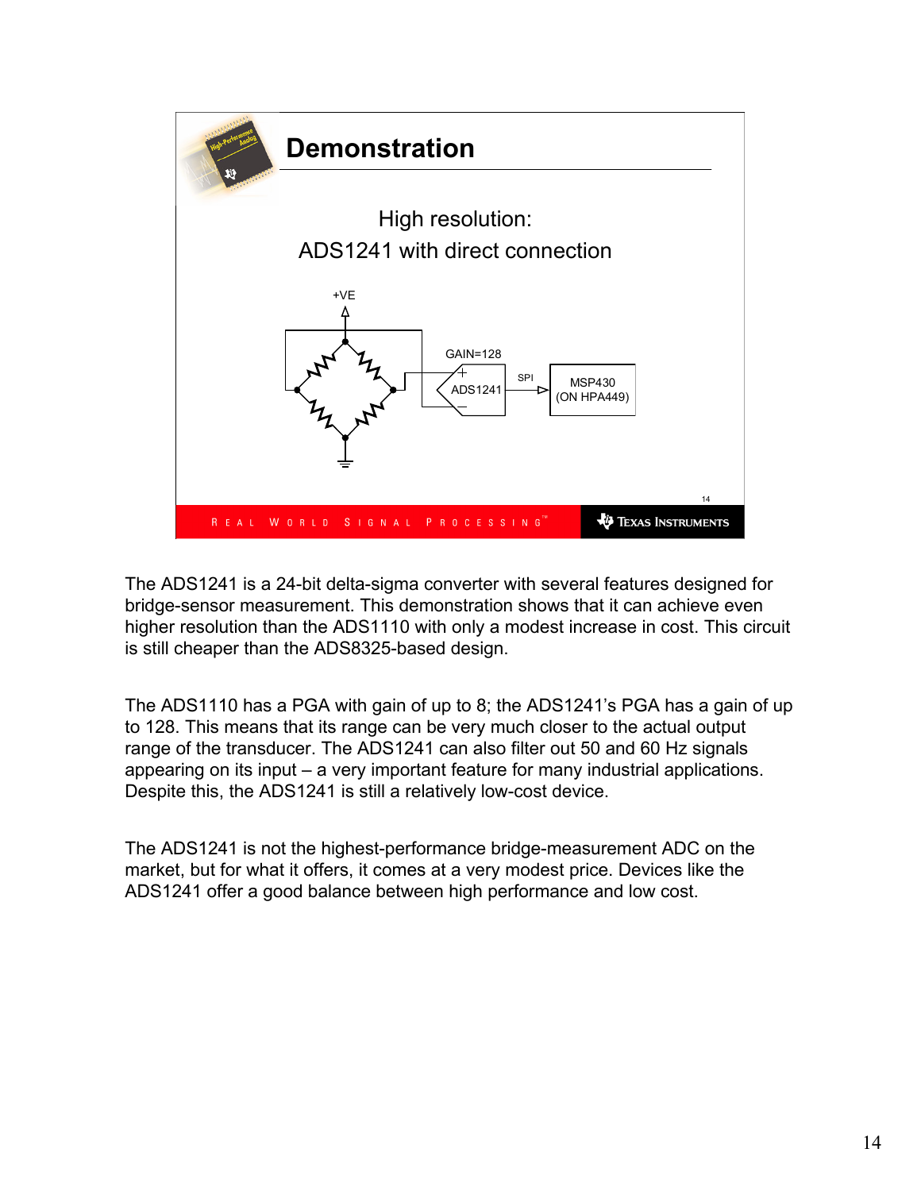## Demonstration

High resolution:
ADS1241 with direct connection

+VE

GAIN=128

ADS1241

SPI

MSP430
(ON HPA449)

The ADS1241 is a 24-bit delta-sigma converter with several features designed for bridge-sensor measurement. This demonstration shows that it can achieve even higher resolution than the ADS1110 with only a modest increase in cost. This circuit is still cheaper than the ADS8325-based design.

The ADS1110 has a PGA with gain of up to 8; the ADS1241's PGA has a gain of up to 128. This means that its range can be very much closer to the actual output range of the transducer. The ADS1241 can also filter out 50 and 60 Hz signals appearing on its input – a very important feature for many industrial applications. Despite this, the ADS1241 is still a relatively low-cost device.

The ADS1241 is not the highest-performance bridge-measurement ADC on the market, but for what it offers, it comes at a very modest price. Devices like the ADS1241 offer a good balance between high performance and low cost.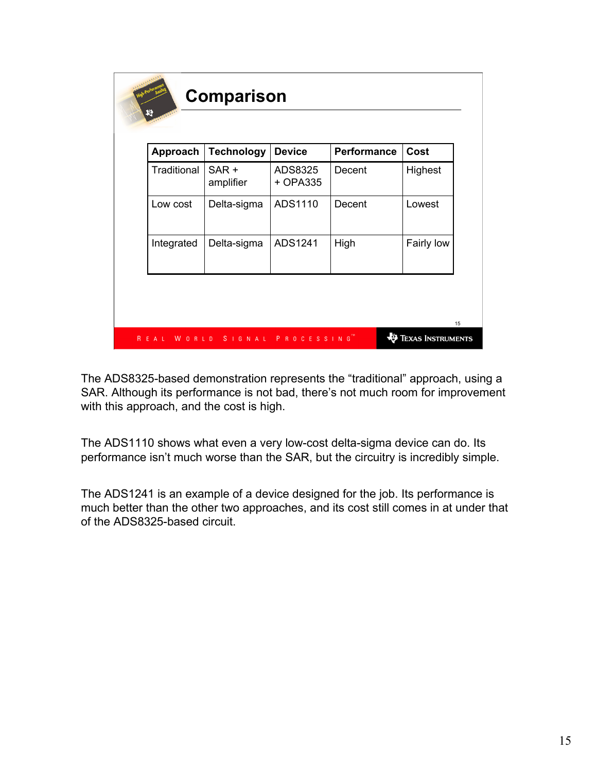## Comparison

| Approach | Technology | Device | Performance | Cost |
|---|---|---|---|---|
| Traditional | SAR + amplifier | ADS8325 + OPA335 | Decent | Highest |
| Low cost | Delta-sigma | ADS1110 | Decent | Lowest |
| Integrated | Delta-sigma | ADS1241 | High | Fairly low |

The ADS8325-based demonstration represents the “traditional” approach, using a SAR. Although its performance is not bad, there’s not much room for improvement with this approach, and the cost is high.

The ADS1110 shows what even a very low-cost delta-sigma device can do. Its performance isn’t much worse than the SAR, but the circuitry is incredibly simple.

The ADS1241 is an example of a device designed for the job. Its performance is much better than the other two approaches, and its cost still comes in at under that of the ADS8325-based circuit.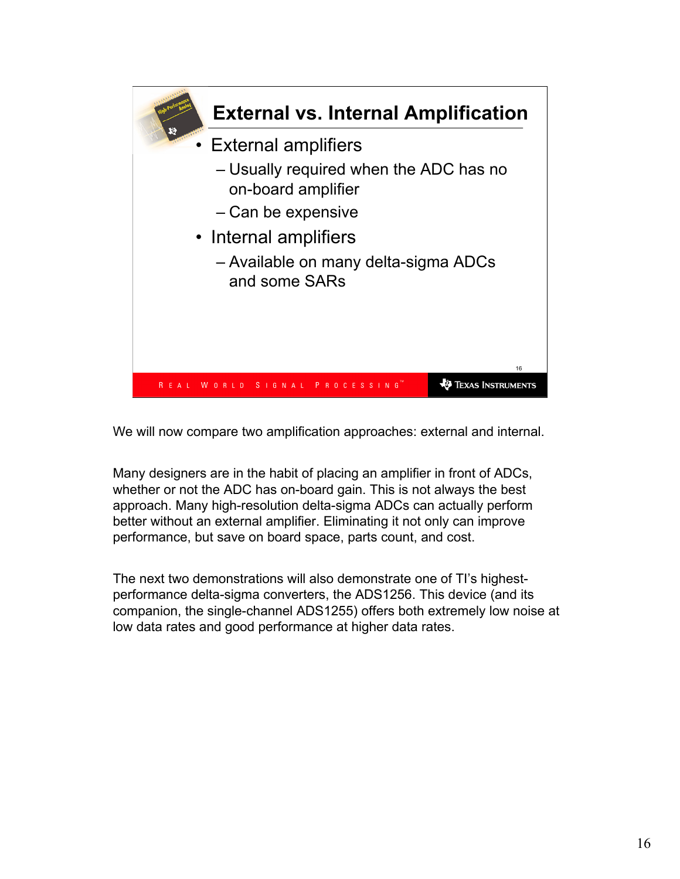## External vs. Internal Amplification

- External amplifiers
  - Usually required when the ADC has no on-board amplifier
  - Can be expensive
- Internal amplifiers
  - Available on many delta-sigma ADCs and some SARs

We will now compare two amplification approaches: external and internal.

Many designers are in the habit of placing an amplifier in front of ADCs, whether or not the ADC has on-board gain. This is not always the best approach. Many high-resolution delta-sigma ADCs can actually perform better without an external amplifier. Eliminating it not only can improve performance, but save on board space, parts count, and cost.

The next two demonstrations will also demonstrate one of TI's highest-performance delta-sigma converters, the ADS1256. This device (and its companion, the single-channel ADS1255) offers both extremely low noise at low data rates and good performance at higher data rates.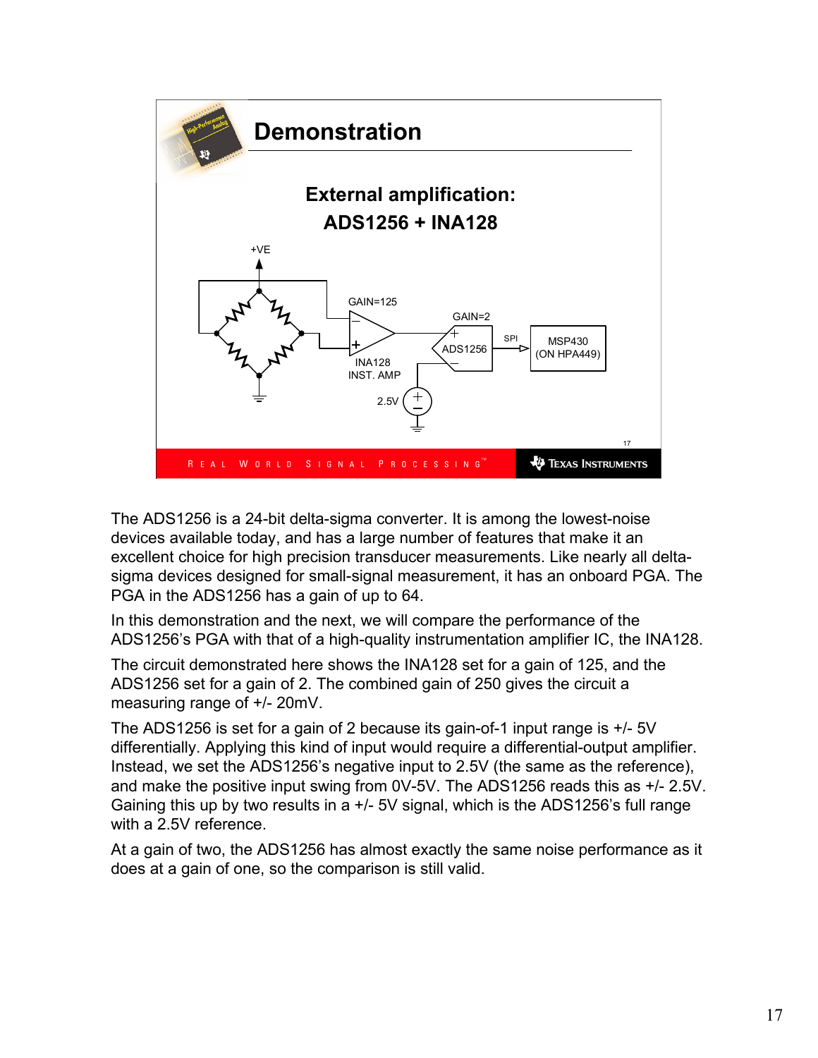## Demonstration

**External amplification:**
**ADS1256 + INA128**

+VE

GAIN=125

GAIN=2

ADS1256

SPI

MSP430
(ON HPA449)

INA128
INST. AMP

2.5V

The ADS1256 is a 24-bit delta-sigma converter. It is among the lowest-noise devices available today, and has a large number of features that make it an excellent choice for high precision transducer measurements. Like nearly all delta-sigma devices designed for small-signal measurement, it has an onboard PGA. The PGA in the ADS1256 has a gain of up to 64.

In this demonstration and the next, we will compare the performance of the ADS1256's PGA with that of a high-quality instrumentation amplifier IC, the INA128.

The circuit demonstrated here shows the INA128 set for a gain of 125, and the ADS1256 set for a gain of 2. The combined gain of 250 gives the circuit a measuring range of +/- 20mV.

The ADS1256 is set for a gain of 2 because its gain-of-1 input range is +/- 5V differentially. Applying this kind of input would require a differential-output amplifier. Instead, we set the ADS1256's negative input to 2.5V (the same as the reference), and make the positive input swing from 0V-5V. The ADS1256 reads this as +/- 2.5V. Gaining this up by two results in a +/- 5V signal, which is the ADS1256's full range with a 2.5V reference.

At a gain of two, the ADS1256 has almost exactly the same noise performance as it does at a gain of one, so the comparison is still valid.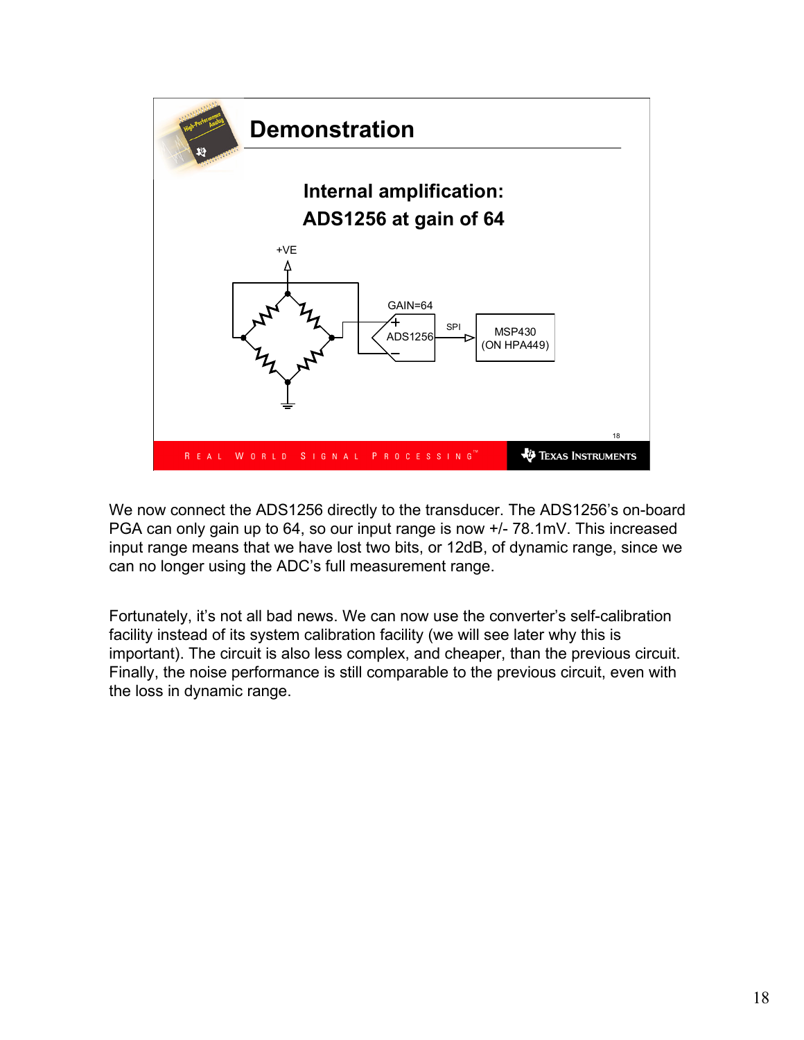## Demonstration

**Internal amplification:**
**ADS1256 at gain of 64**

+VE

GAIN=64

ADS1256

SPI

MSP430
(ON HPA449)

We now connect the ADS1256 directly to the transducer. The ADS1256's on-board PGA can only gain up to 64, so our input range is now +/- 78.1mV. This increased input range means that we have lost two bits, or 12dB, of dynamic range, since we can no longer using the ADC's full measurement range.

Fortunately, it's not all bad news. We can now use the converter's self-calibration facility instead of its system calibration facility (we will see later why this is important). The circuit is also less complex, and cheaper, than the previous circuit. Finally, the noise performance is still comparable to the previous circuit, even with the loss in dynamic range.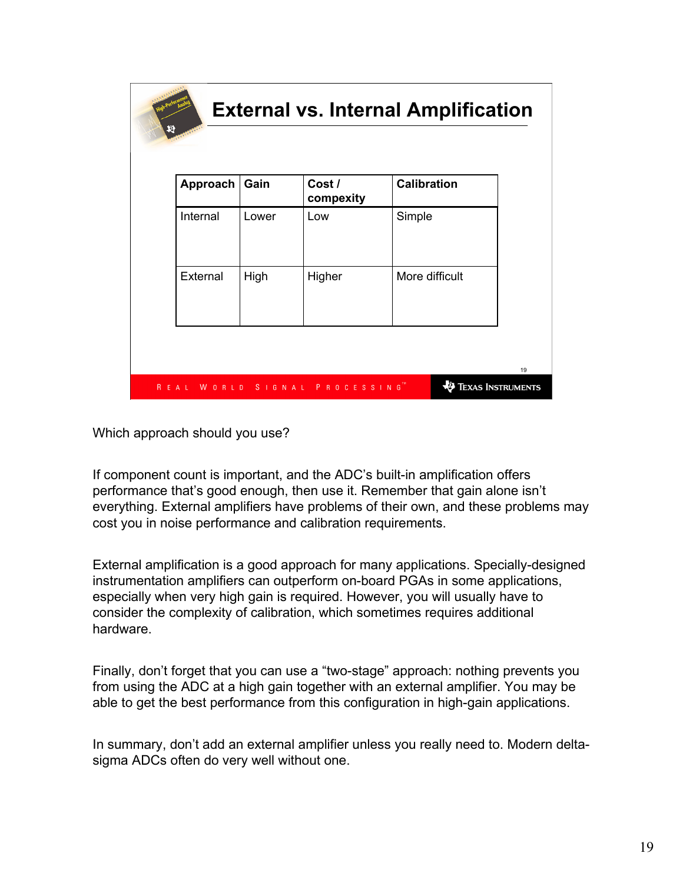## External vs. Internal Amplification

| Approach | Gain | Cost / compexity | Calibration |
|---|---|---|---|
| Internal | Lower | Low | Simple |
| External | High | Higher | More difficult |

Which approach should you use?

If component count is important, and the ADC's built-in amplification offers performance that's good enough, then use it. Remember that gain alone isn't everything. External amplifiers have problems of their own, and these problems may cost you in noise performance and calibration requirements.

External amplification is a good approach for many applications. Specially-designed instrumentation amplifiers can outperform on-board PGAs in some applications, especially when very high gain is required. However, you will usually have to consider the complexity of calibration, which sometimes requires additional hardware.

Finally, don't forget that you can use a "two-stage" approach: nothing prevents you from using the ADC at a high gain together with an external amplifier. You may be able to get the best performance from this configuration in high-gain applications.

In summary, don't add an external amplifier unless you really need to. Modern delta-sigma ADCs often do very well without one.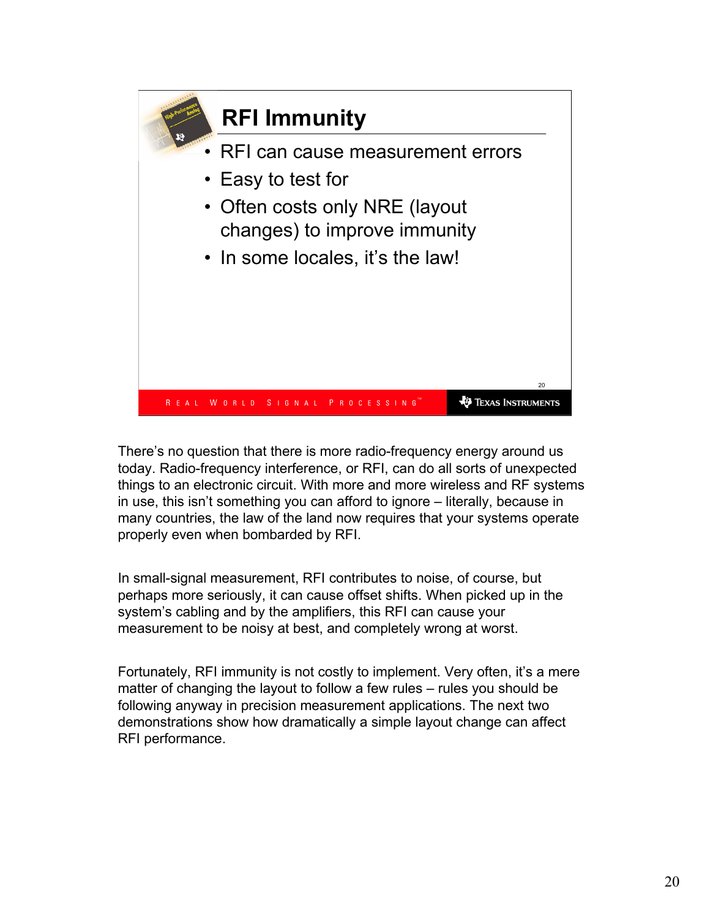## RFI Immunity

- RFI can cause measurement errors
- Easy to test for
- Often costs only NRE (layout changes) to improve immunity
- In some locales, it's the law!

There's no question that there is more radio-frequency energy around us today. Radio-frequency interference, or RFI, can do all sorts of unexpected things to an electronic circuit. With more and more wireless and RF systems in use, this isn't something you can afford to ignore – literally, because in many countries, the law of the land now requires that your systems operate properly even when bombarded by RFI.

In small-signal measurement, RFI contributes to noise, of course, but perhaps more seriously, it can cause offset shifts. When picked up in the system's cabling and by the amplifiers, this RFI can cause your measurement to be noisy at best, and completely wrong at worst.

Fortunately, RFI immunity is not costly to implement. Very often, it's a mere matter of changing the layout to follow a few rules – rules you should be following anyway in precision measurement applications. The next two demonstrations show how dramatically a simple layout change can affect RFI performance.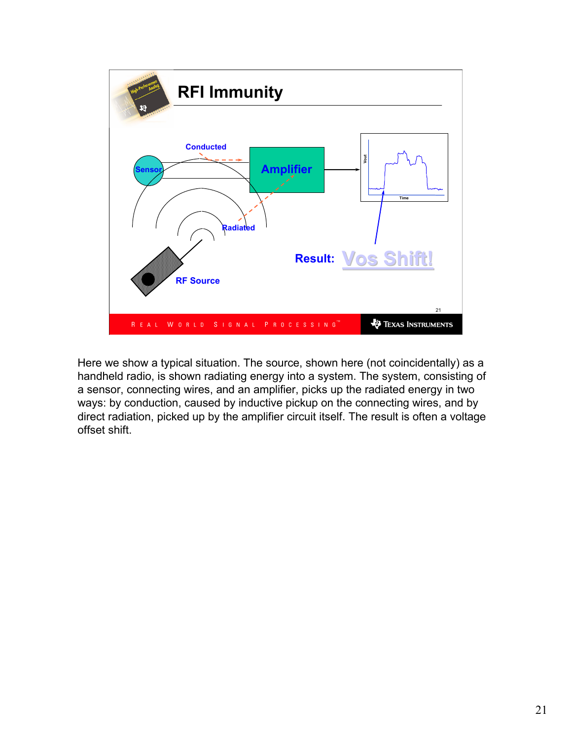# RFI Immunity

Conducted

Sensor

Amplifier

Radiated

RF Source

Result: Vos Shift!

Here we show a typical situation. The source, shown here (not coincidentally) as a handheld radio, is shown radiating energy into a system. The system, consisting of a sensor, connecting wires, and an amplifier, picks up the radiated energy in two ways: by conduction, caused by inductive pickup on the connecting wires, and by direct radiation, picked up by the amplifier circuit itself. The result is often a voltage offset shift.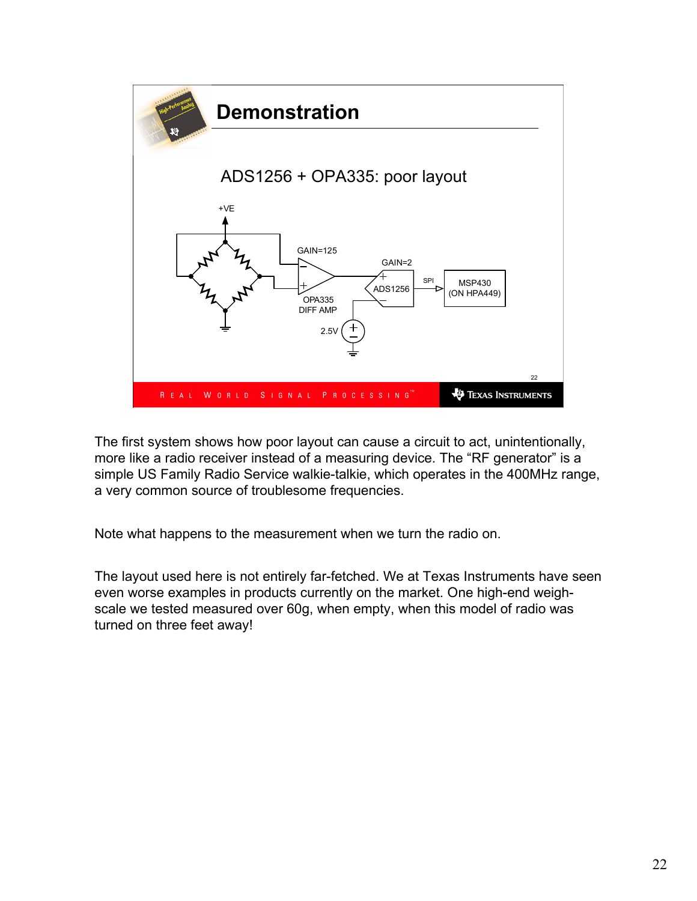## Demonstration

ADS1256 + OPA335: poor layout

+VE

GAIN=125

GAIN=2

OPA335
DIFF AMP

ADS1256

SPI

MSP430
(ON HPA449)

2.5V

The first system shows how poor layout can cause a circuit to act, unintentionally, more like a radio receiver instead of a measuring device. The "RF generator" is a simple US Family Radio Service walkie-talkie, which operates in the 400MHz range, a very common source of troublesome frequencies.

Note what happens to the measurement when we turn the radio on.

The layout used here is not entirely far-fetched. We at Texas Instruments have seen even worse examples in products currently on the market. One high-end weigh-scale we tested measured over 60g, when empty, when this model of radio was turned on three feet away!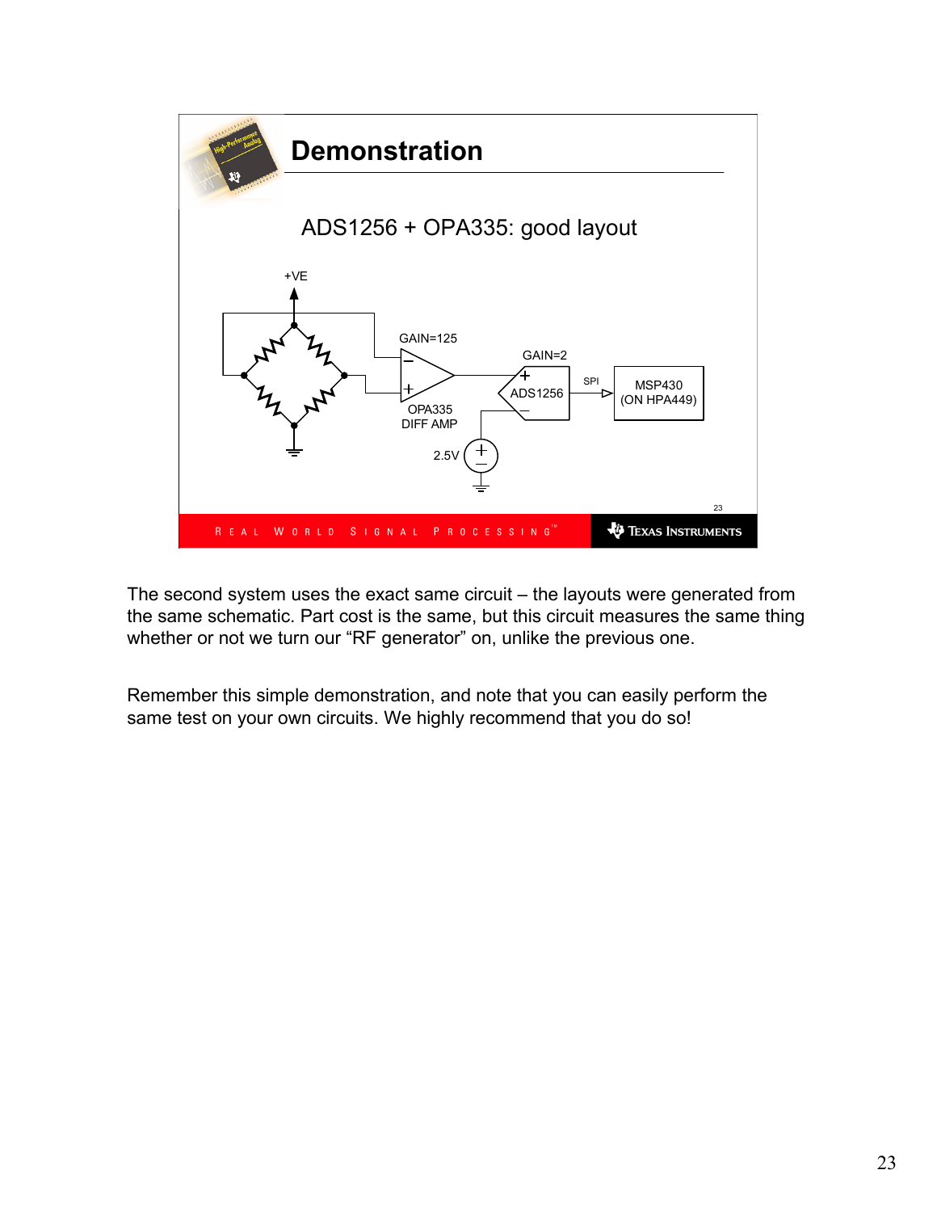## Demonstration

ADS1256 + OPA335: good layout

+VE

GAIN=125

GAIN=2

OPA335
DIFF AMP

ADS1256

SPI

MSP430
(ON HPA449)

2.5V

The second system uses the exact same circuit – the layouts were generated from the same schematic. Part cost is the same, but this circuit measures the same thing whether or not we turn our “RF generator” on, unlike the previous one.

Remember this simple demonstration, and note that you can easily perform the same test on your own circuits. We highly recommend that you do so!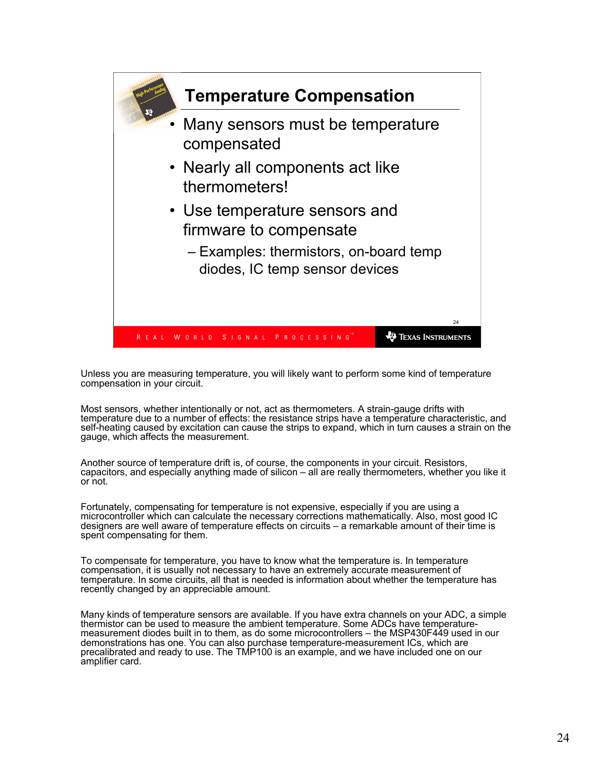## Temperature Compensation

- Many sensors must be temperature compensated
- Nearly all components act like thermometers!
- Use temperature sensors and firmware to compensate
  - Examples: thermistors, on-board temp diodes, IC temp sensor devices

Unless you are measuring temperature, you will likely want to perform some kind of temperature compensation in your circuit.

Most sensors, whether intentionally or not, act as thermometers. A strain-gauge drifts with temperature due to a number of effects: the resistance strips have a temperature characteristic, and self-heating caused by excitation can cause the strips to expand, which in turn causes a strain on the gauge, which affects the measurement.

Another source of temperature drift is, of course, the components in your circuit. Resistors, capacitors, and especially anything made of silicon – all are really thermometers, whether you like it or not.

Fortunately, compensating for temperature is not expensive, especially if you are using a microcontroller which can calculate the necessary corrections mathematically. Also, most good IC designers are well aware of temperature effects on circuits – a remarkable amount of their time is spent compensating for them.

To compensate for temperature, you have to know what the temperature is. In temperature compensation, it is usually not necessary to have an extremely accurate measurement of temperature. In some circuits, all that is needed is information about whether the temperature has recently changed by an appreciable amount.

Many kinds of temperature sensors are available. If you have extra channels on your ADC, a simple thermistor can be used to measure the ambient temperature. Some ADCs have temperature-measurement diodes built in to them, as do some microcontrollers – the MSP430F449 used in our demonstrations has one. You can also purchase temperature-measurement ICs, which are precalibrated and ready to use. The TMP100 is an example, and we have included one on our amplifier card.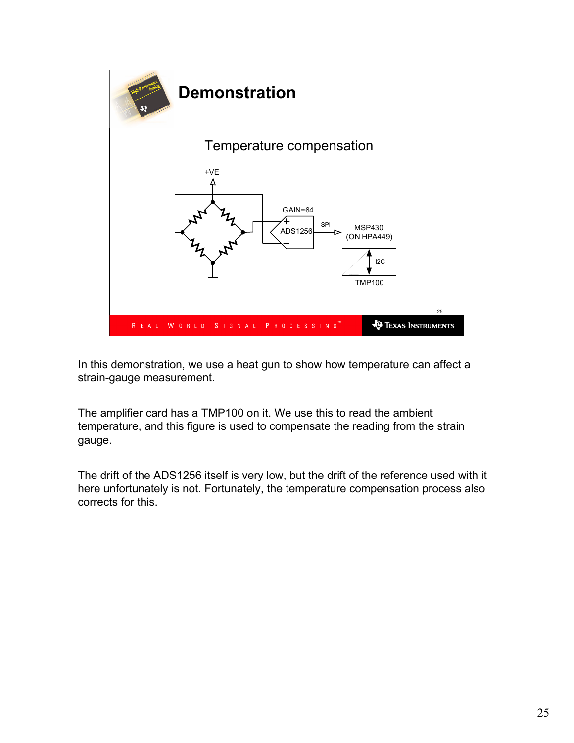# Demonstration

Temperature compensation

+VE

GAIN=64

ADS1256

SPI

MSP430 (ON HPA449)

I2C

TMP100

In this demonstration, we use a heat gun to show how temperature can affect a strain-gauge measurement.

The amplifier card has a TMP100 on it. We use this to read the ambient temperature, and this figure is used to compensate the reading from the strain gauge.

The drift of the ADS1256 itself is very low, but the drift of the reference used with it here unfortunately is not. Fortunately, the temperature compensation process also corrects for this.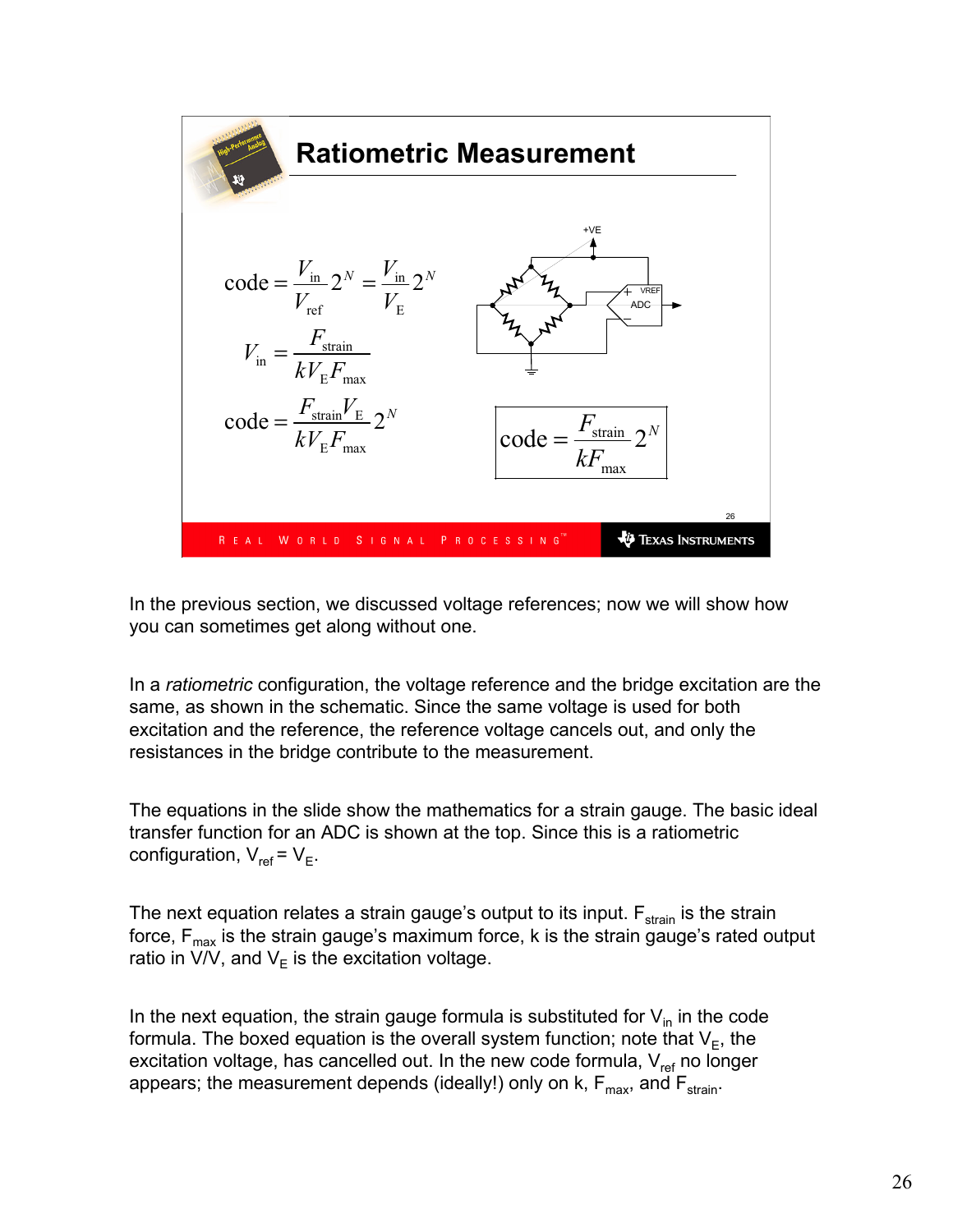## Ratiometric Measurement

$$\text{code} = \frac{V_{\text{in}}}{V_{\text{ref}}} 2^N = \frac{V_{\text{in}}}{V_E} 2^N$$

$$V_{\text{in}} = \frac{F_{\text{strain}}}{k V_E F_{\text{max}}}$$

$$\text{code} = \frac{F_{\text{strain}} V_E}{k V_E F_{\text{max}}} 2^N$$

$$\boxed{\text{code} = \frac{F_{\text{strain}}}{k F_{\text{max}}} 2^N}$$

In the previous section, we discussed voltage references; now we will show how you can sometimes get along without one.

In a *ratiometric* configuration, the voltage reference and the bridge excitation are the same, as shown in the schematic. Since the same voltage is used for both excitation and the reference, the reference voltage cancels out, and only the resistances in the bridge contribute to the measurement.

The equations in the slide show the mathematics for a strain gauge. The basic ideal transfer function for an ADC is shown at the top. Since this is a ratiometric configuration, $V_{ref} = V_E$.

The next equation relates a strain gauge's output to its input. $F_{strain}$ is the strain force, $F_{max}$ is the strain gauge's maximum force, k is the strain gauge's rated output ratio in V/V, and $V_E$ is the excitation voltage.

In the next equation, the strain gauge formula is substituted for $V_{in}$ in the code formula. The boxed equation is the overall system function; note that $V_E$, the excitation voltage, has cancelled out. In the new code formula, $V_{ref}$ no longer appears; the measurement depends (ideally!) only on k, $F_{max}$, and $F_{strain}$.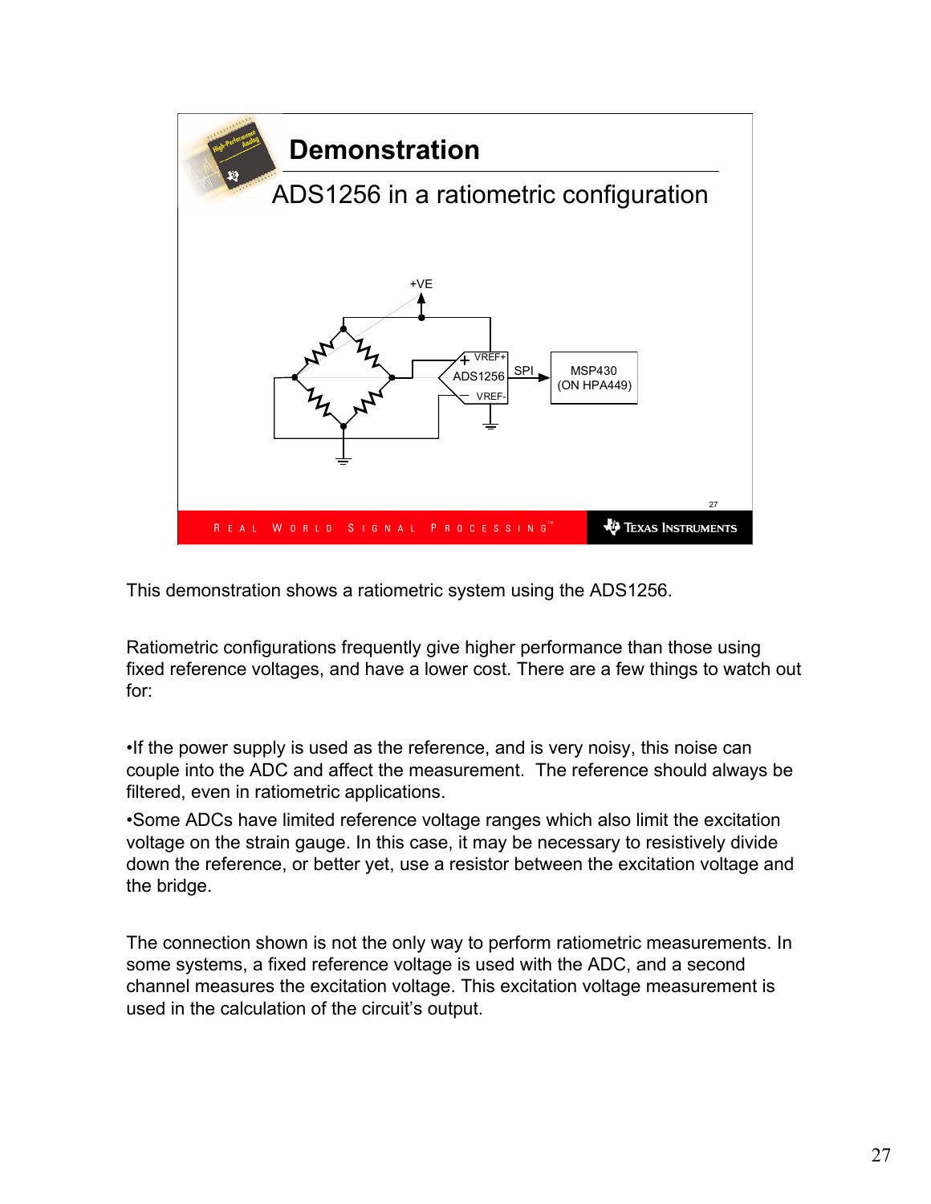## Demonstration

ADS1256 in a ratiometric configuration

This demonstration shows a ratiometric system using the ADS1256.

Ratiometric configurations frequently give higher performance than those using fixed reference voltages, and have a lower cost. There are a few things to watch out for:

- If the power supply is used as the reference, and is very noisy, this noise can couple into the ADC and affect the measurement. The reference should always be filtered, even in ratiometric applications.
- Some ADCs have limited reference voltage ranges which also limit the excitation voltage on the strain gauge. In this case, it may be necessary to resistively divide down the reference, or better yet, use a resistor between the excitation voltage and the bridge.

The connection shown is not the only way to perform ratiometric measurements. In some systems, a fixed reference voltage is used with the ADC, and a second channel measures the excitation voltage. This excitation voltage measurement is used in the calculation of the circuit's output.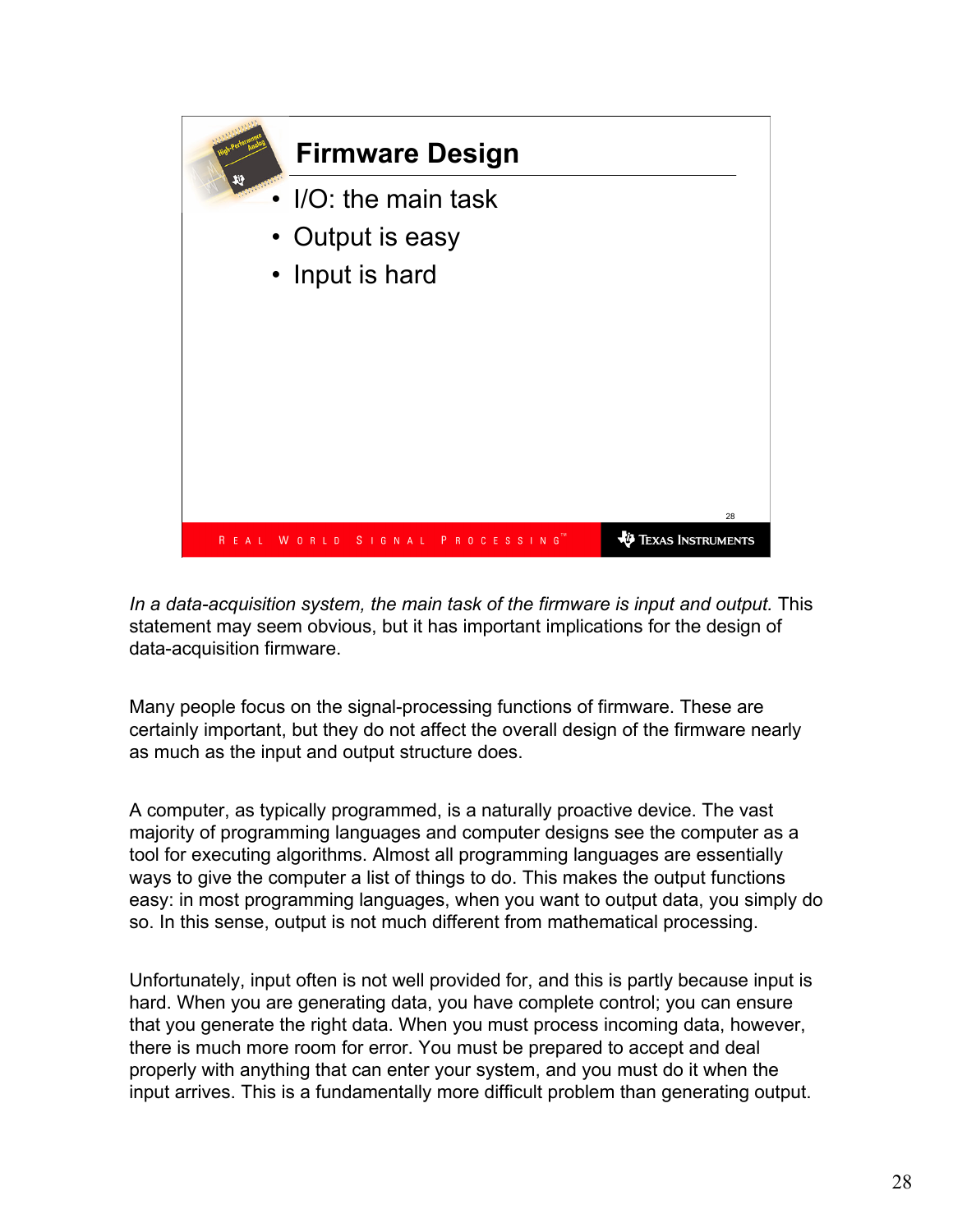## Firmware Design

- I/O: the main task
- Output is easy
- Input is hard

*In a data-acquisition system, the main task of the firmware is input and output.* This statement may seem obvious, but it has important implications for the design of data-acquisition firmware.

Many people focus on the signal-processing functions of firmware. These are certainly important, but they do not affect the overall design of the firmware nearly as much as the input and output structure does.

A computer, as typically programmed, is a naturally proactive device. The vast majority of programming languages and computer designs see the computer as a tool for executing algorithms. Almost all programming languages are essentially ways to give the computer a list of things to do. This makes the output functions easy: in most programming languages, when you want to output data, you simply do so. In this sense, output is not much different from mathematical processing.

Unfortunately, input often is not well provided for, and this is partly because input is hard. When you are generating data, you have complete control; you can ensure that you generate the right data. When you must process incoming data, however, there is much more room for error. You must be prepared to accept and deal properly with anything that can enter your system, and you must do it when the input arrives. This is a fundamentally more difficult problem than generating output.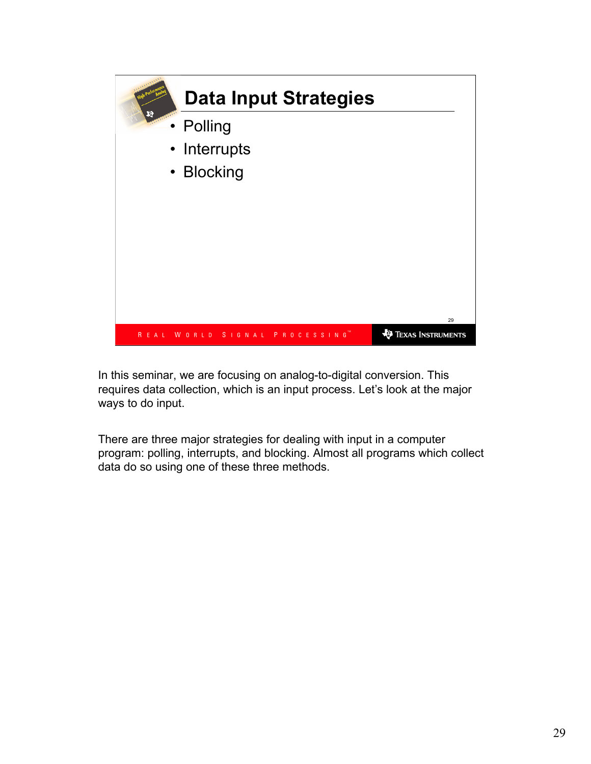## Data Input Strategies

- Polling
- Interrupts
- Blocking

In this seminar, we are focusing on analog-to-digital conversion. This requires data collection, which is an input process. Let's look at the major ways to do input.

There are three major strategies for dealing with input in a computer program: polling, interrupts, and blocking. Almost all programs which collect data do so using one of these three methods.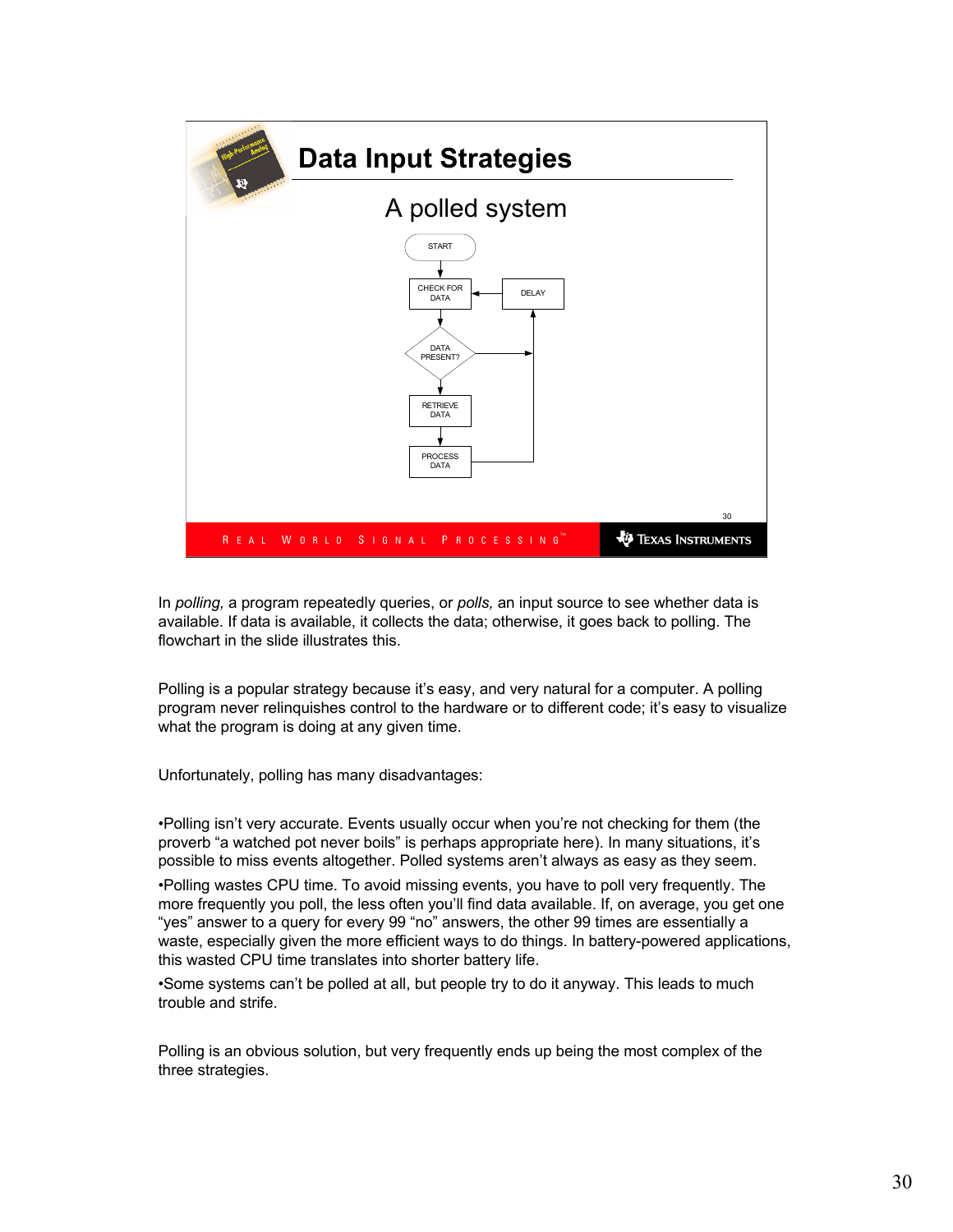# Data Input Strategies

## A polled system

START → CHECK FOR DATA → DATA PRESENT? → RETRIEVE DATA → PROCESS DATA → DELAY → CHECK FOR DATA

In *polling,* a program repeatedly queries, or *polls,* an input source to see whether data is available. If data is available, it collects the data; otherwise, it goes back to polling. The flowchart in the slide illustrates this.

Polling is a popular strategy because it's easy, and very natural for a computer. A polling program never relinquishes control to the hardware or to different code; it's easy to visualize what the program is doing at any given time.

Unfortunately, polling has many disadvantages:

•Polling isn't very accurate. Events usually occur when you're not checking for them (the proverb "a watched pot never boils" is perhaps appropriate here). In many situations, it's possible to miss events altogether. Polled systems aren't always as easy as they seem.

•Polling wastes CPU time. To avoid missing events, you have to poll very frequently. The more frequently you poll, the less often you'll find data available. If, on average, you get one "yes" answer to a query for every 99 "no" answers, the other 99 times are essentially a waste, especially given the more efficient ways to do things. In battery-powered applications, this wasted CPU time translates into shorter battery life.

•Some systems can't be polled at all, but people try to do it anyway. This leads to much trouble and strife.

Polling is an obvious solution, but very frequently ends up being the most complex of the three strategies.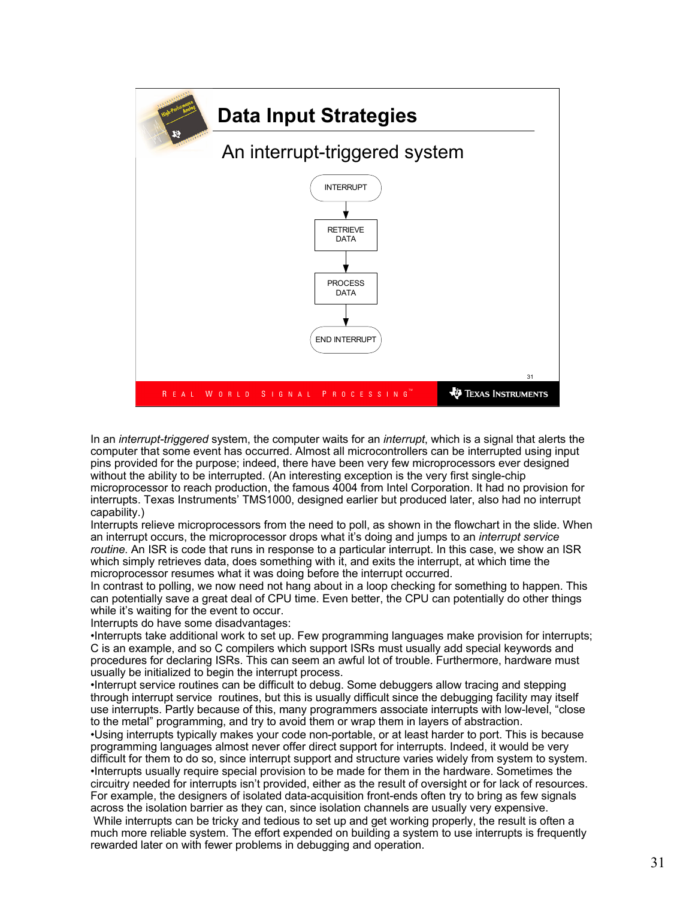## Data Input Strategies

### An interrupt-triggered system

INTERRUPT → RETRIEVE DATA → PROCESS DATA → END INTERRUPT

In an *interrupt-triggered* system, the computer waits for an *interrupt*, which is a signal that alerts the computer that some event has occurred. Almost all microcontrollers can be interrupted using input pins provided for the purpose; indeed, there have been very few microprocessors ever designed without the ability to be interrupted. (An interesting exception is the very first single-chip microprocessor to reach production, the famous 4004 from Intel Corporation. It had no provision for interrupts. Texas Instruments' TMS1000, designed earlier but produced later, also had no interrupt capability.)

Interrupts relieve microprocessors from the need to poll, as shown in the flowchart in the slide. When an interrupt occurs, the microprocessor drops what it's doing and jumps to an *interrupt service routine.* An ISR is code that runs in response to a particular interrupt. In this case, we show an ISR which simply retrieves data, does something with it, and exits the interrupt, at which time the microprocessor resumes what it was doing before the interrupt occurred.

In contrast to polling, we now need not hang about in a loop checking for something to happen. This can potentially save a great deal of CPU time. Even better, the CPU can potentially do other things while it's waiting for the event to occur.

Interrupts do have some disadvantages:

- Interrupts take additional work to set up. Few programming languages make provision for interrupts; C is an example, and so C compilers which support ISRs must usually add special keywords and procedures for declaring ISRs. This can seem an awful lot of trouble. Furthermore, hardware must usually be initialized to begin the interrupt process.
- Interrupt service routines can be difficult to debug. Some debuggers allow tracing and stepping through interrupt service routines, but this is usually difficult since the debugging facility may itself use interrupts. Partly because of this, many programmers associate interrupts with low-level, "close to the metal" programming, and try to avoid them or wrap them in layers of abstraction.
- Using interrupts typically makes your code non-portable, or at least harder to port. This is because programming languages almost never offer direct support for interrupts. Indeed, it would be very difficult for them to do so, since interrupt support and structure varies widely from system to system.
- Interrupts usually require special provision to be made for them in the hardware. Sometimes the circuitry needed for interrupts isn't provided, either as the result of oversight or for lack of resources. For example, the designers of isolated data-acquisition front-ends often try to bring as few signals across the isolation barrier as they can, since isolation channels are usually very expensive.

While interrupts can be tricky and tedious to set up and get working properly, the result is often a much more reliable system. The effort expended on building a system to use interrupts is frequently rewarded later on with fewer problems in debugging and operation.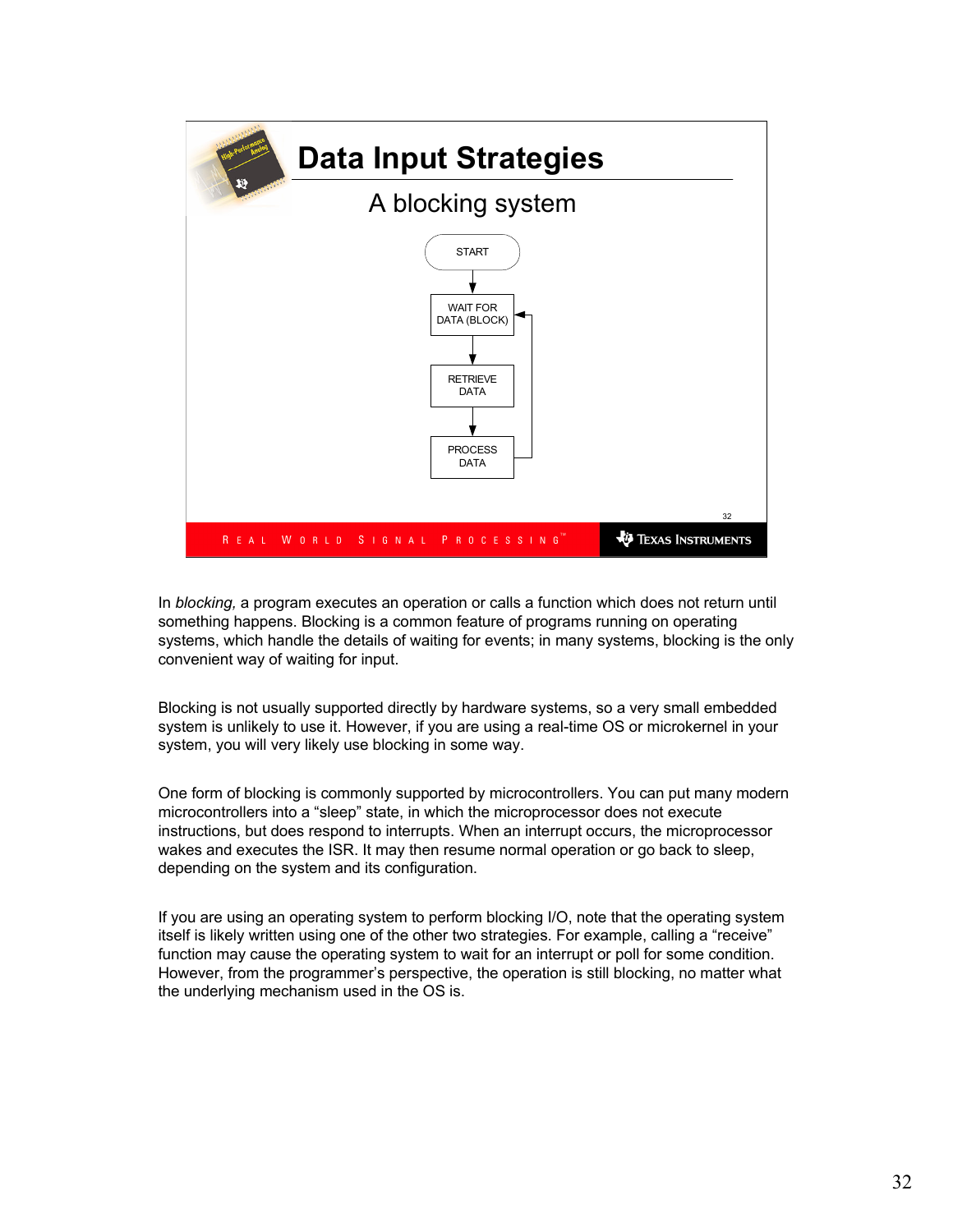# Data Input Strategies

## A blocking system

START → WAIT FOR DATA (BLOCK) → RETRIEVE DATA → PROCESS DATA → (back to WAIT FOR DATA (BLOCK))

In *blocking,* a program executes an operation or calls a function which does not return until something happens. Blocking is a common feature of programs running on operating systems, which handle the details of waiting for events; in many systems, blocking is the only convenient way of waiting for input.

Blocking is not usually supported directly by hardware systems, so a very small embedded system is unlikely to use it. However, if you are using a real-time OS or microkernel in your system, you will very likely use blocking in some way.

One form of blocking is commonly supported by microcontrollers. You can put many modern microcontrollers into a “sleep” state, in which the microprocessor does not execute instructions, but does respond to interrupts. When an interrupt occurs, the microprocessor wakes and executes the ISR. It may then resume normal operation or go back to sleep, depending on the system and its configuration.

If you are using an operating system to perform blocking I/O, note that the operating system itself is likely written using one of the other two strategies. For example, calling a “receive” function may cause the operating system to wait for an interrupt or poll for some condition. However, from the programmer’s perspective, the operation is still blocking, no matter what the underlying mechanism used in the OS is.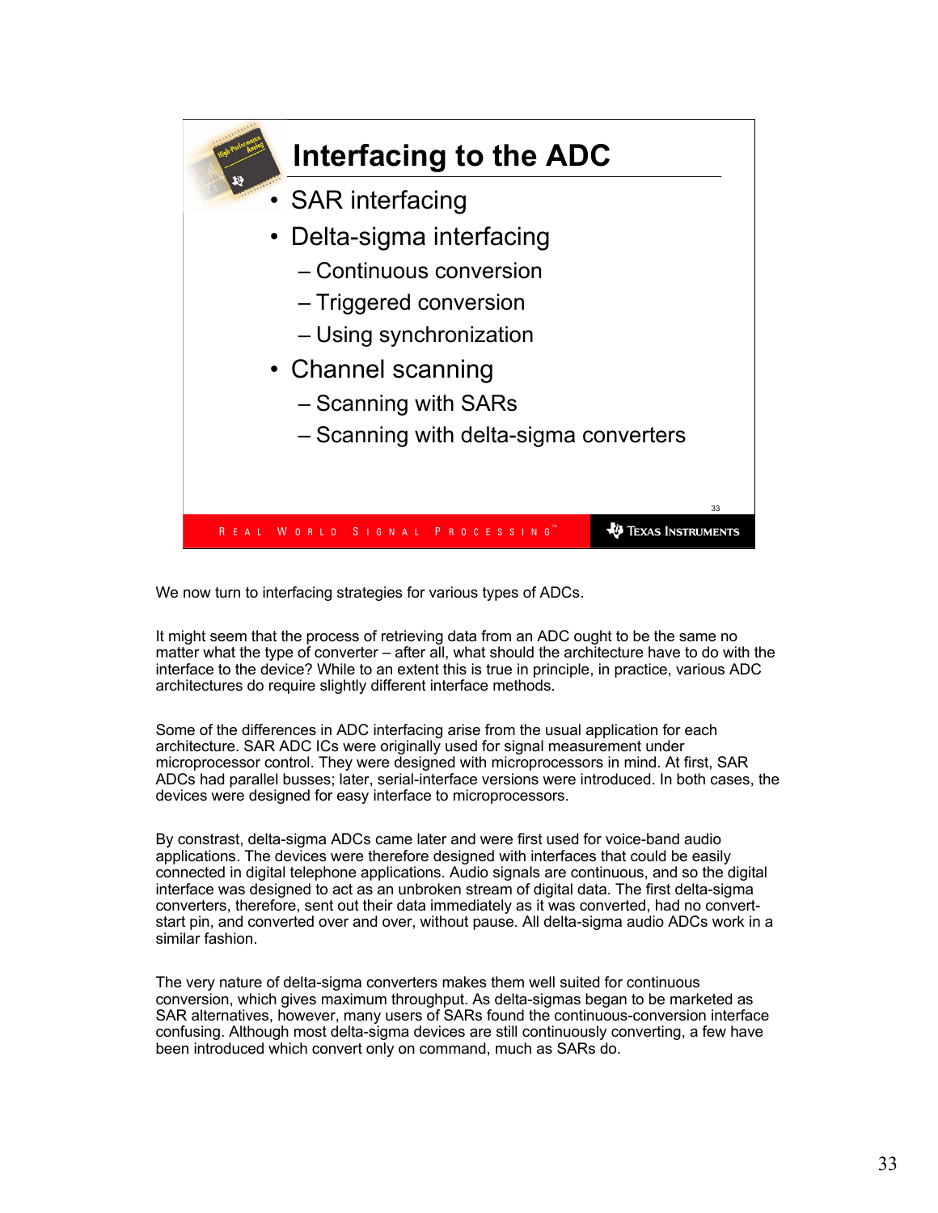## Interfacing to the ADC

- SAR interfacing
- Delta-sigma interfacing
  - Continuous conversion
  - Triggered conversion
  - Using synchronization
- Channel scanning
  - Scanning with SARs
  - Scanning with delta-sigma converters

We now turn to interfacing strategies for various types of ADCs.

It might seem that the process of retrieving data from an ADC ought to be the same no matter what the type of converter – after all, what should the architecture have to do with the interface to the device? While to an extent this is true in principle, in practice, various ADC architectures do require slightly different interface methods.

Some of the differences in ADC interfacing arise from the usual application for each architecture. SAR ADC ICs were originally used for signal measurement under microprocessor control. They were designed with microprocessors in mind. At first, SAR ADCs had parallel busses; later, serial-interface versions were introduced. In both cases, the devices were designed for easy interface to microprocessors.

By contrast, delta-sigma ADCs came later and were first used for voice-band audio applications. The devices were therefore designed with interfaces that could be easily connected in digital telephone applications. Audio signals are continuous, and so the digital interface was designed to act as an unbroken stream of digital data. The first delta-sigma converters, therefore, sent out their data immediately as it was converted, had no convert-start pin, and converted over and over, without pause. All delta-sigma audio ADCs work in a similar fashion.

The very nature of delta-sigma converters makes them well suited for continuous conversion, which gives maximum throughput. As delta-sigmas began to be marketed as SAR alternatives, however, many users of SARs found the continuous-conversion interface confusing. Although most delta-sigma devices are still continuously converting, a few have been introduced which convert only on command, much as SARs do.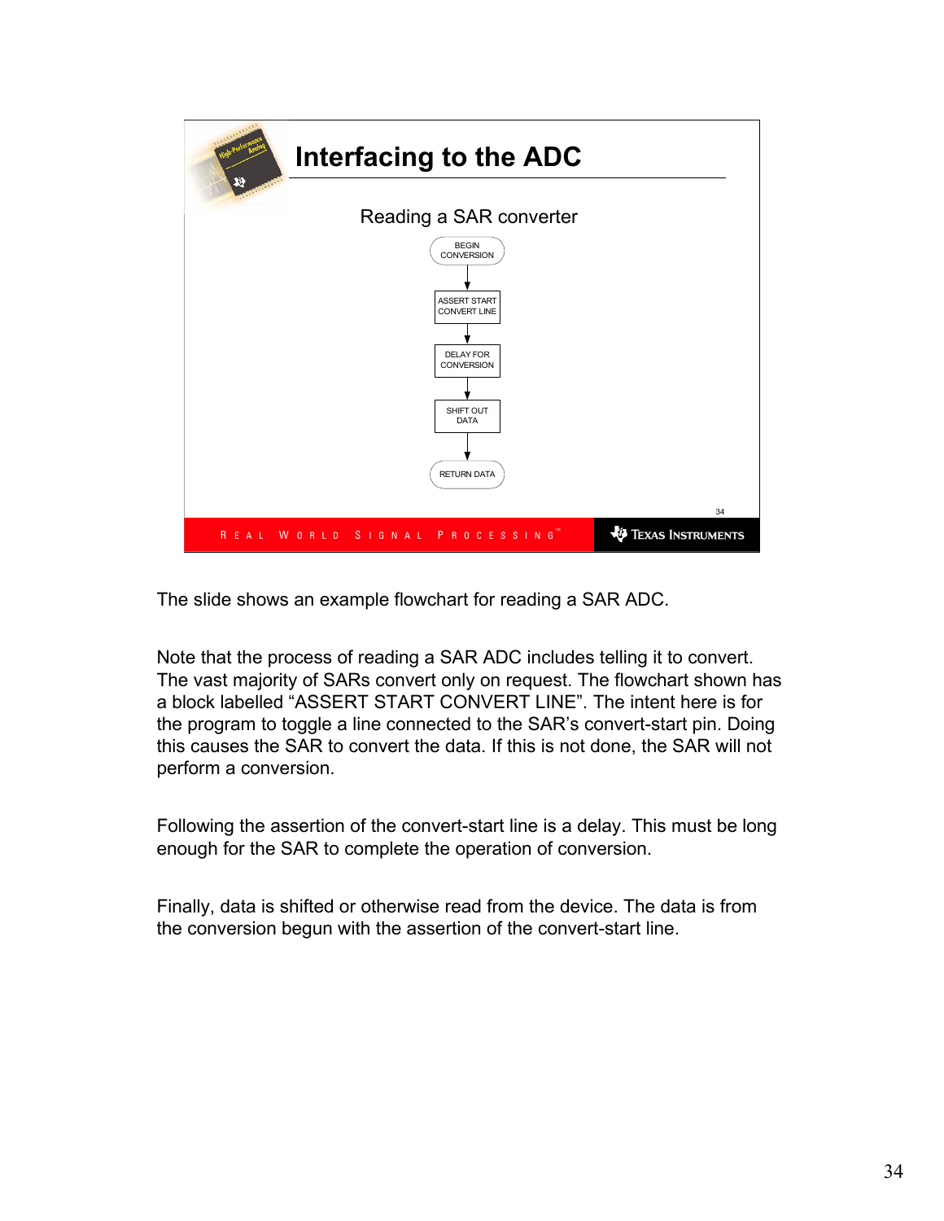## Interfacing to the ADC

Reading a SAR converter

BEGIN CONVERSION → ASSERT START CONVERT LINE → DELAY FOR CONVERSION → SHIFT OUT DATA → RETURN DATA

The slide shows an example flowchart for reading a SAR ADC.

Note that the process of reading a SAR ADC includes telling it to convert. The vast majority of SARs convert only on request. The flowchart shown has a block labelled “ASSERT START CONVERT LINE”. The intent here is for the program to toggle a line connected to the SAR’s convert-start pin. Doing this causes the SAR to convert the data. If this is not done, the SAR will not perform a conversion.

Following the assertion of the convert-start line is a delay. This must be long enough for the SAR to complete the operation of conversion.

Finally, data is shifted or otherwise read from the device. The data is from the conversion begun with the assertion of the convert-start line.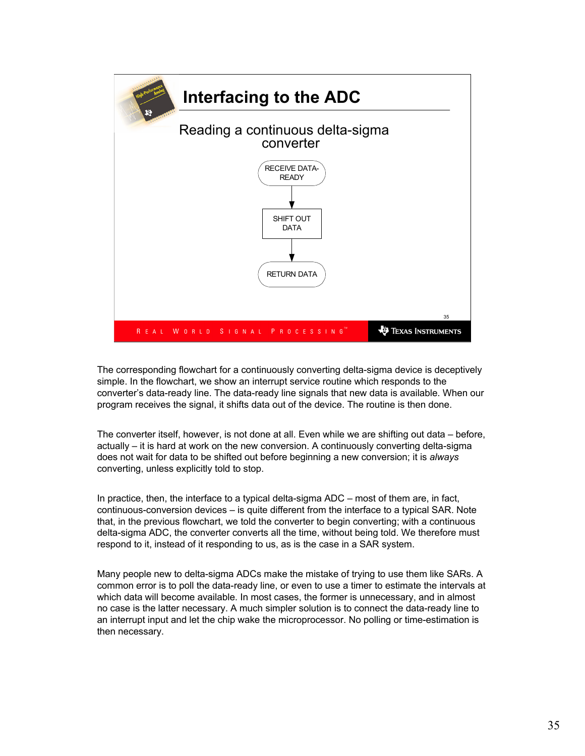## Interfacing to the ADC

### Reading a continuous delta-sigma converter

RECEIVE DATA-READY → SHIFT OUT DATA → RETURN DATA

The corresponding flowchart for a continuously converting delta-sigma device is deceptively simple. In the flowchart, we show an interrupt service routine which responds to the converter's data-ready line. The data-ready line signals that new data is available. When our program receives the signal, it shifts data out of the device. The routine is then done.

The converter itself, however, is not done at all. Even while we are shifting out data – before, actually – it is hard at work on the new conversion. A continuously converting delta-sigma does not wait for data to be shifted out before beginning a new conversion; it is *always* converting, unless explicitly told to stop.

In practice, then, the interface to a typical delta-sigma ADC – most of them are, in fact, continuous-conversion devices – is quite different from the interface to a typical SAR. Note that, in the previous flowchart, we told the converter to begin converting; with a continuous delta-sigma ADC, the converter converts all the time, without being told. We therefore must respond to it, instead of it responding to us, as is the case in a SAR system.

Many people new to delta-sigma ADCs make the mistake of trying to use them like SARs. A common error is to poll the data-ready line, or even to use a timer to estimate the intervals at which data will become available. In most cases, the former is unnecessary, and in almost no case is the latter necessary. A much simpler solution is to connect the data-ready line to an interrupt input and let the chip wake the microprocessor. No polling or time-estimation is then necessary.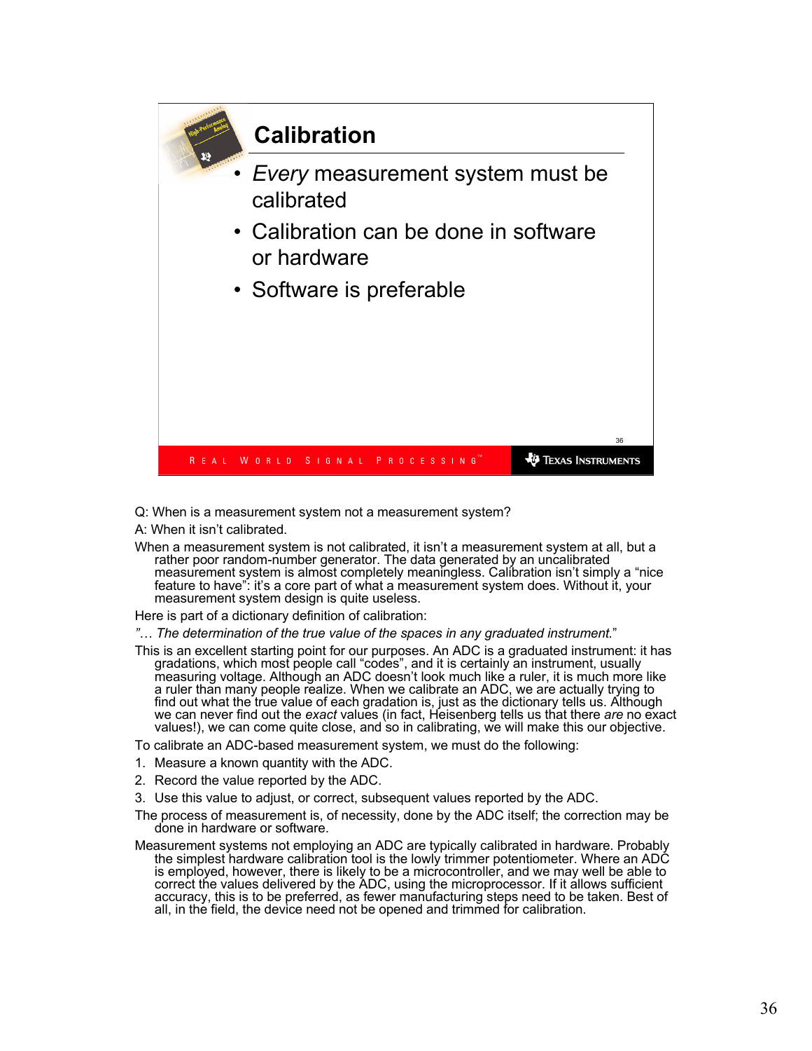## Calibration

- *Every* measurement system must be calibrated
- Calibration can be done in software or hardware
- Software is preferable

Q: When is a measurement system not a measurement system?

A: When it isn't calibrated.

When a measurement system is not calibrated, it isn't a measurement system at all, but a rather poor random-number generator. The data generated by an uncalibrated measurement system is almost completely meaningless. Calibration isn't simply a "nice feature to have": it's a core part of what a measurement system does. Without it, your measurement system design is quite useless.

Here is part of a dictionary definition of calibration:

*"… The determination of the true value of the spaces in any graduated instrument.*"

This is an excellent starting point for our purposes. An ADC is a graduated instrument: it has gradations, which most people call "codes", and it is certainly an instrument, usually measuring voltage. Although an ADC doesn't look much like a ruler, it is much more like a ruler than many people realize. When we calibrate an ADC, we are actually trying to find out what the true value of each gradation is, just as the dictionary tells us. Although we can never find out the *exact* values (in fact, Heisenberg tells us that there *are* no exact values!), we can come quite close, and so in calibrating, we will make this our objective.

To calibrate an ADC-based measurement system, we must do the following:

1. Measure a known quantity with the ADC.
2. Record the value reported by the ADC.
3. Use this value to adjust, or correct, subsequent values reported by the ADC.

The process of measurement is, of necessity, done by the ADC itself; the correction may be done in hardware or software.

Measurement systems not employing an ADC are typically calibrated in hardware. Probably the simplest hardware calibration tool is the lowly trimmer potentiometer. Where an ADC is employed, however, there is likely to be a microcontroller, and we may well be able to correct the values delivered by the ADC, using the microprocessor. If it allows sufficient accuracy, this is to be preferred, as fewer manufacturing steps need to be taken. Best of all, in the field, the device need not be opened and trimmed for calibration.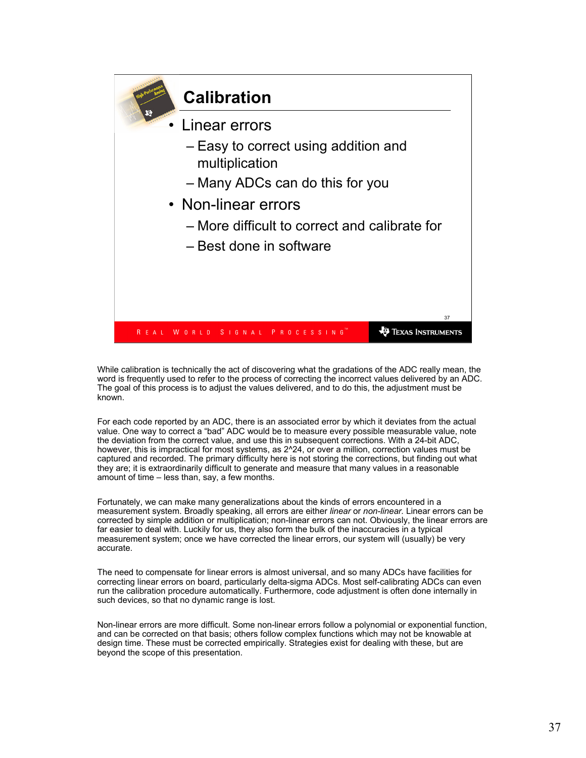## Calibration

- Linear errors
  - Easy to correct using addition and multiplication
  - Many ADCs can do this for you
- Non-linear errors
  - More difficult to correct and calibrate for
  - Best done in software

While calibration is technically the act of discovering what the gradations of the ADC really mean, the word is frequently used to refer to the process of correcting the incorrect values delivered by an ADC. The goal of this process is to adjust the values delivered, and to do this, the adjustment must be known.

For each code reported by an ADC, there is an associated error by which it deviates from the actual value. One way to correct a "bad" ADC would be to measure every possible measurable value, note the deviation from the correct value, and use this in subsequent corrections. With a 24-bit ADC, however, this is impractical for most systems, as 2^24, or over a million, correction values must be captured and recorded. The primary difficulty here is not storing the corrections, but finding out what they are; it is extraordinarily difficult to generate and measure that many values in a reasonable amount of time – less than, say, a few months.

Fortunately, we can make many generalizations about the kinds of errors encountered in a measurement system. Broadly speaking, all errors are either *linear* or *non-linear.* Linear errors can be corrected by simple addition or multiplication; non-linear errors can not. Obviously, the linear errors are far easier to deal with. Luckily for us, they also form the bulk of the inaccuracies in a typical measurement system; once we have corrected the linear errors, our system will (usually) be very accurate.

The need to compensate for linear errors is almost universal, and so many ADCs have facilities for correcting linear errors on board, particularly delta-sigma ADCs. Most self-calibrating ADCs can even run the calibration procedure automatically. Furthermore, code adjustment is often done internally in such devices, so that no dynamic range is lost.

Non-linear errors are more difficult. Some non-linear errors follow a polynomial or exponential function, and can be corrected on that basis; others follow complex functions which may not be knowable at design time. These must be corrected empirically. Strategies exist for dealing with these, but are beyond the scope of this presentation.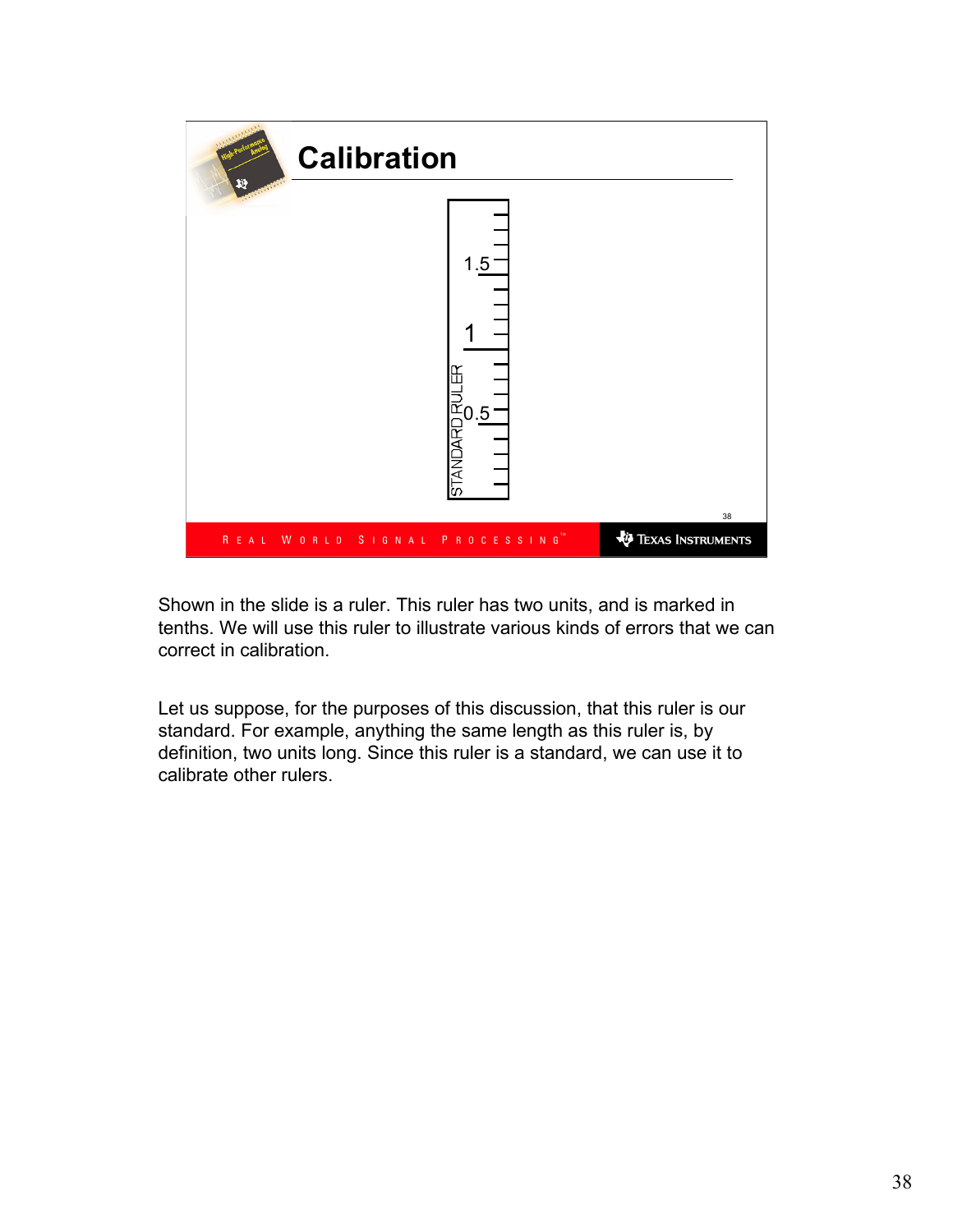## Calibration

Shown in the slide is a ruler. This ruler has two units, and is marked in tenths. We will use this ruler to illustrate various kinds of errors that we can correct in calibration.

Let us suppose, for the purposes of this discussion, that this ruler is our standard. For example, anything the same length as this ruler is, by definition, two units long. Since this ruler is a standard, we can use it to calibrate other rulers.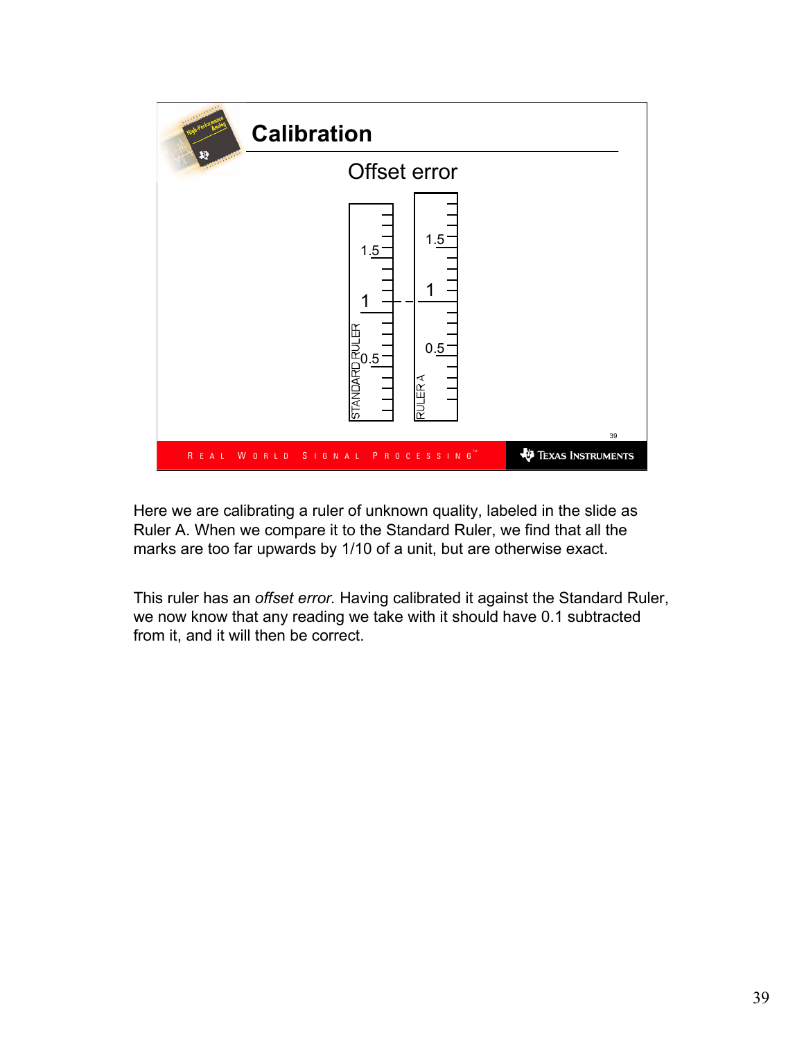## Calibration

### Offset error

STANDARD RULER: 0.5, 1, 1.5

RULER A: 0.5, 1, 1.5

Here we are calibrating a ruler of unknown quality, labeled in the slide as Ruler A. When we compare it to the Standard Ruler, we find that all the marks are too far upwards by 1/10 of a unit, but are otherwise exact.

This ruler has an *offset error.* Having calibrated it against the Standard Ruler, we now know that any reading we take with it should have 0.1 subtracted from it, and it will then be correct.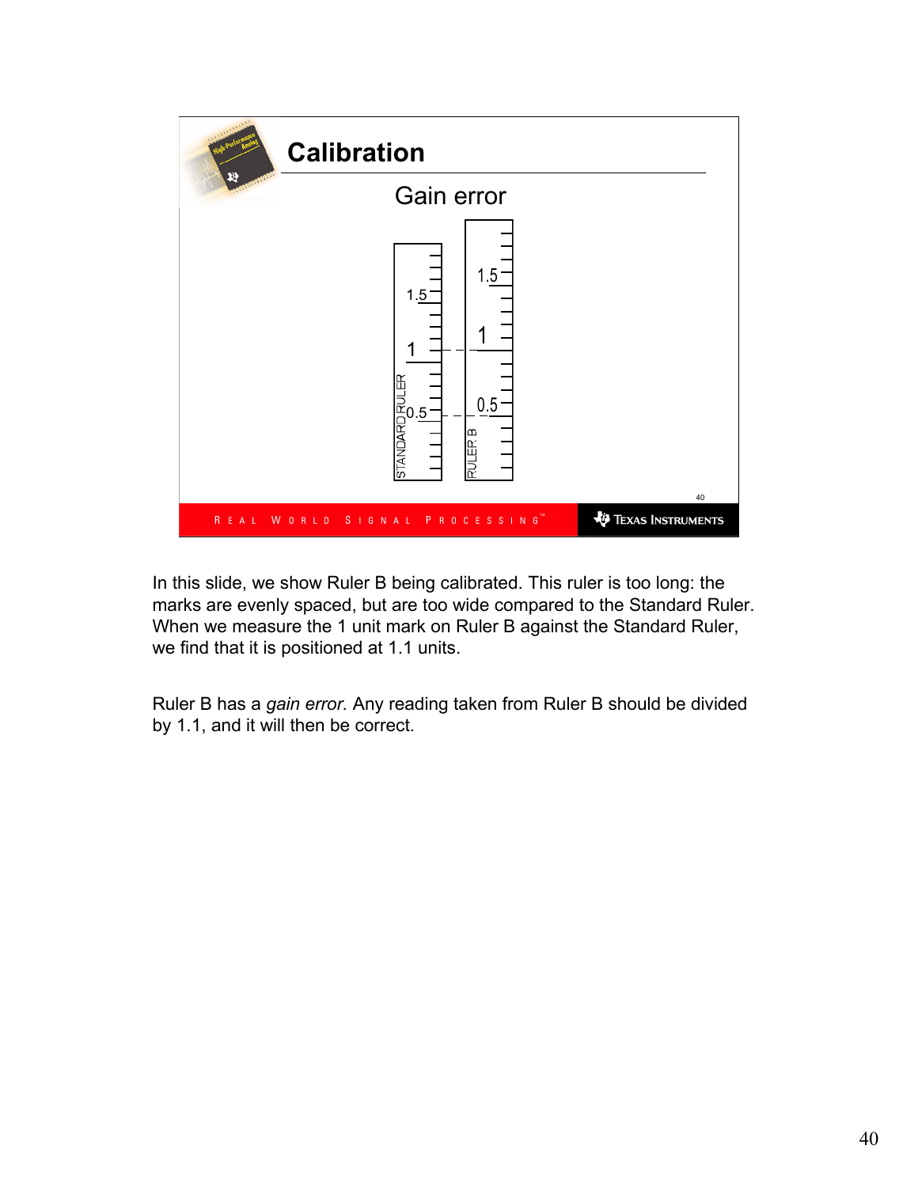## Calibration

### Gain error

STANDARD RULER: 0.5, 1, 1.5

RULER B: 0.5, 1, 1.5

In this slide, we show Ruler B being calibrated. This ruler is too long: the marks are evenly spaced, but are too wide compared to the Standard Ruler. When we measure the 1 unit mark on Ruler B against the Standard Ruler, we find that it is positioned at 1.1 units.

Ruler B has a *gain error.* Any reading taken from Ruler B should be divided by 1.1, and it will then be correct.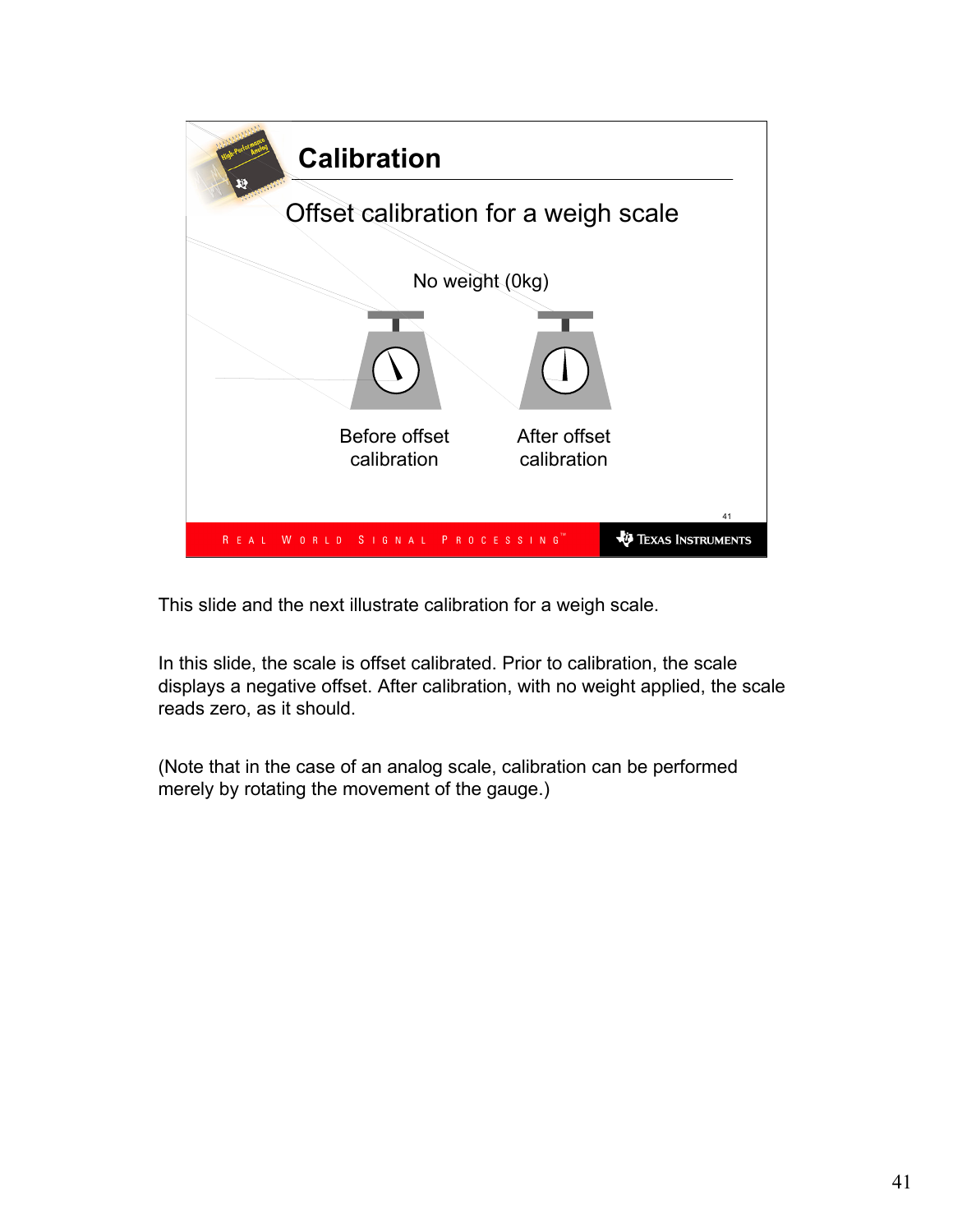## Calibration

### Offset calibration for a weigh scale

No weight (0kg)

Before offset calibration

After offset calibration

This slide and the next illustrate calibration for a weigh scale.

In this slide, the scale is offset calibrated. Prior to calibration, the scale displays a negative offset. After calibration, with no weight applied, the scale reads zero, as it should.

(Note that in the case of an analog scale, calibration can be performed merely by rotating the movement of the gauge.)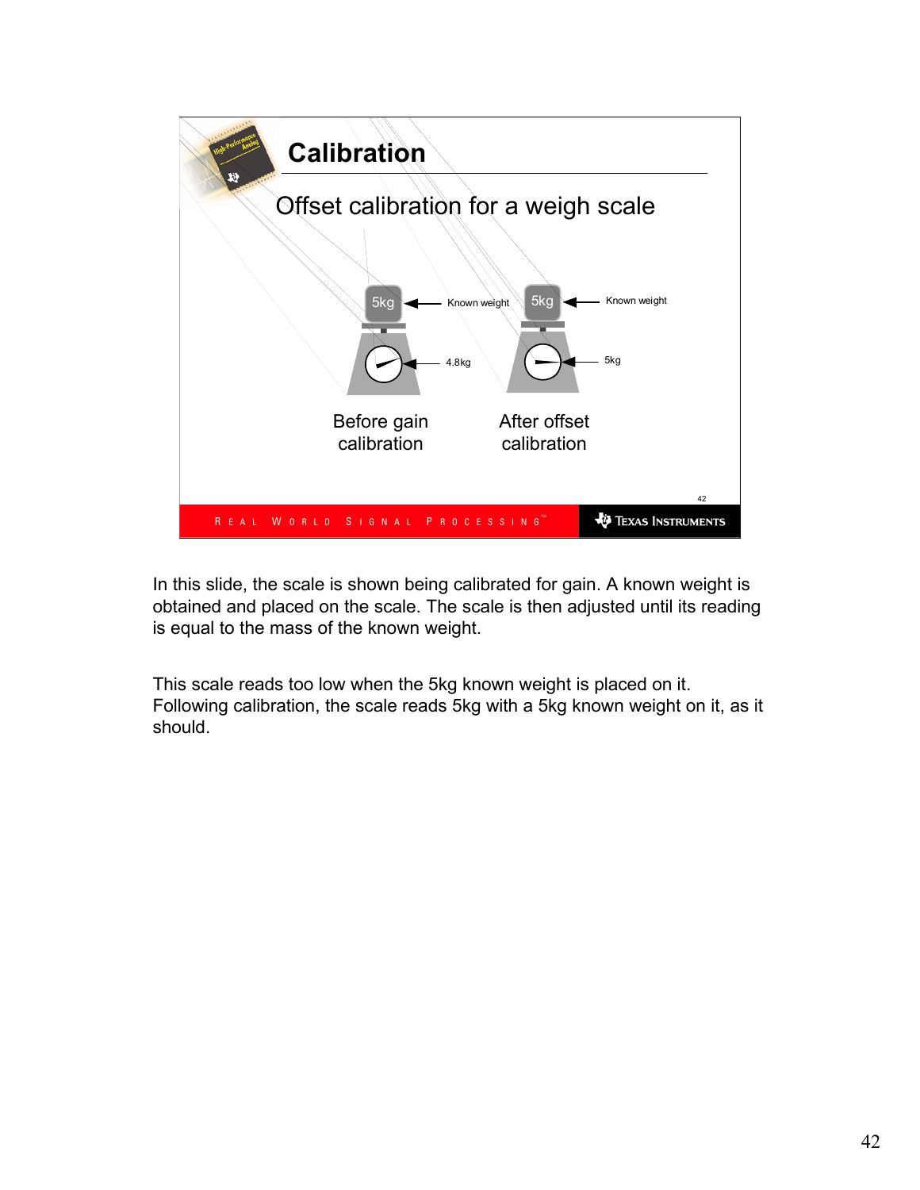## Calibration

Offset calibration for a weigh scale

5kg ← Known weight — 4.8kg

Before gain calibration

5kg ← Known weight — 5kg

After offset calibration

In this slide, the scale is shown being calibrated for gain. A known weight is obtained and placed on the scale. The scale is then adjusted until its reading is equal to the mass of the known weight.

This scale reads too low when the 5kg known weight is placed on it. Following calibration, the scale reads 5kg with a 5kg known weight on it, as it should.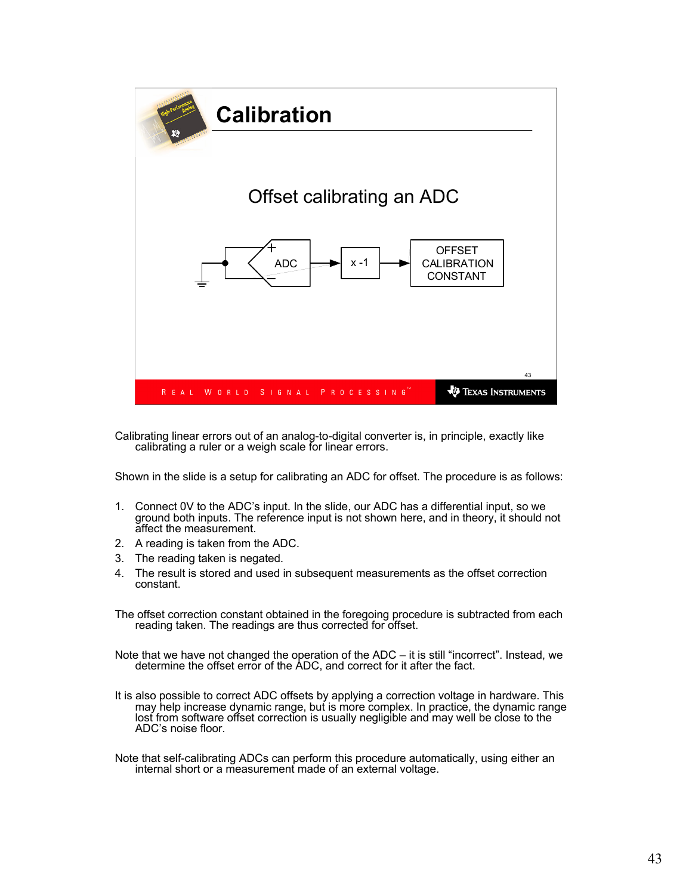# Calibration

Offset calibrating an ADC

ADC → x -1 → OFFSET CALIBRATION CONSTANT

Calibrating linear errors out of an analog-to-digital converter is, in principle, exactly like calibrating a ruler or a weigh scale for linear errors.

Shown in the slide is a setup for calibrating an ADC for offset. The procedure is as follows:

1. Connect 0V to the ADC's input. In the slide, our ADC has a differential input, so we ground both inputs. The reference input is not shown here, and in theory, it should not affect the measurement.
2. A reading is taken from the ADC.
3. The reading taken is negated.
4. The result is stored and used in subsequent measurements as the offset correction constant.

The offset correction constant obtained in the foregoing procedure is subtracted from each reading taken. The readings are thus corrected for offset.

Note that we have not changed the operation of the ADC – it is still "incorrect". Instead, we determine the offset error of the ADC, and correct for it after the fact.

It is also possible to correct ADC offsets by applying a correction voltage in hardware. This may help increase dynamic range, but is more complex. In practice, the dynamic range lost from software offset correction is usually negligible and may well be close to the ADC's noise floor.

Note that self-calibrating ADCs can perform this procedure automatically, using either an internal short or a measurement made of an external voltage.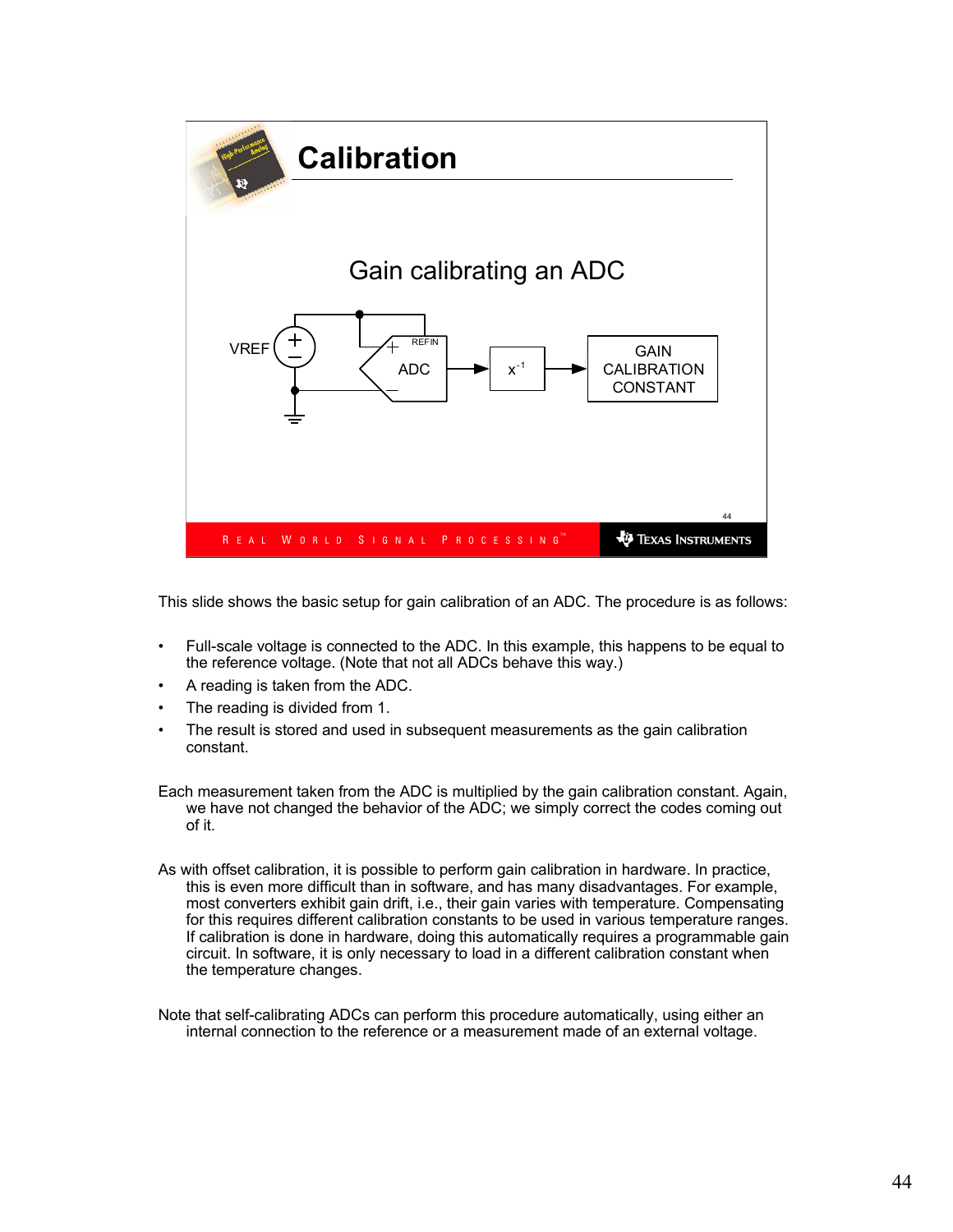## Calibration

Gain calibrating an ADC

VREF → ADC (REFIN) → $x^{-1}$ → GAIN CALIBRATION CONSTANT

This slide shows the basic setup for gain calibration of an ADC. The procedure is as follows:

- Full-scale voltage is connected to the ADC. In this example, this happens to be equal to the reference voltage. (Note that not all ADCs behave this way.)
- A reading is taken from the ADC.
- The reading is divided from 1.
- The result is stored and used in subsequent measurements as the gain calibration constant.

Each measurement taken from the ADC is multiplied by the gain calibration constant. Again, we have not changed the behavior of the ADC; we simply correct the codes coming out of it.

As with offset calibration, it is possible to perform gain calibration in hardware. In practice, this is even more difficult than in software, and has many disadvantages. For example, most converters exhibit gain drift, i.e., their gain varies with temperature. Compensating for this requires different calibration constants to be used in various temperature ranges. If calibration is done in hardware, doing this automatically requires a programmable gain circuit. In software, it is only necessary to load in a different calibration constant when the temperature changes.

Note that self-calibrating ADCs can perform this procedure automatically, using either an internal connection to the reference or a measurement made of an external voltage.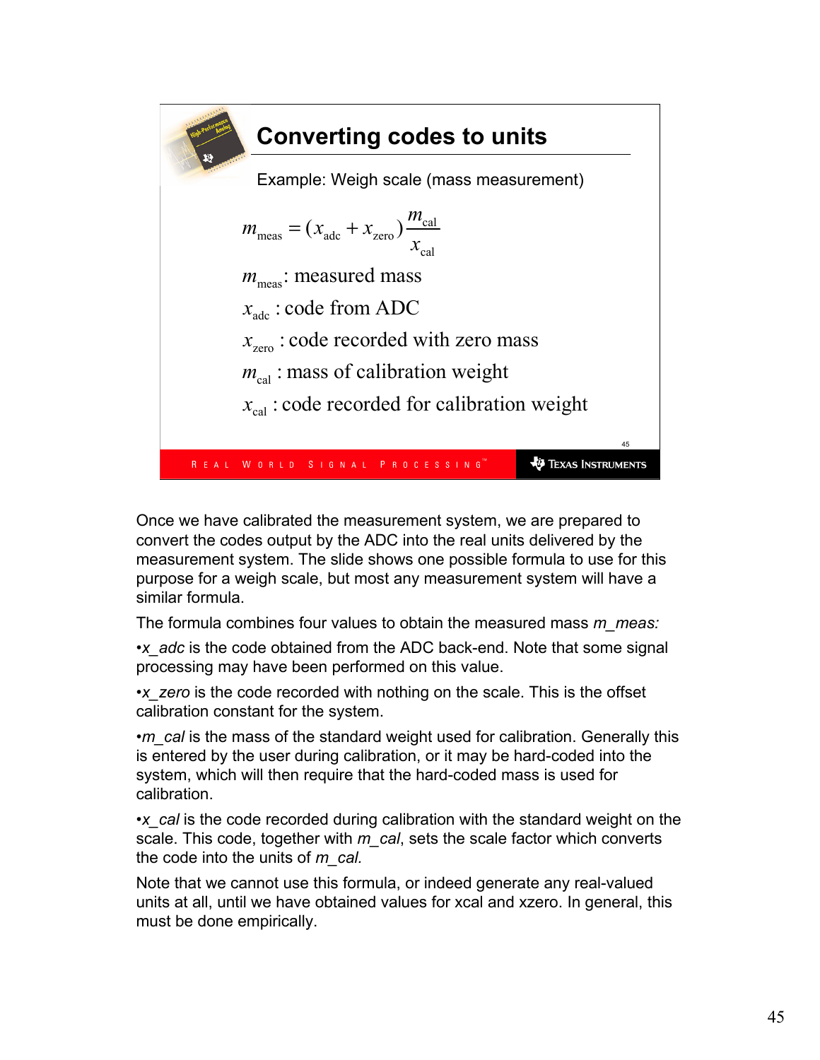## Converting codes to units

Example: Weigh scale (mass measurement)

$$m_{\text{meas}} = (x_{\text{adc}} + x_{\text{zero}})\frac{m_{\text{cal}}}{x_{\text{cal}}}$$

$m_{\text{meas}}$: measured mass

$x_{\text{adc}}$ : code from ADC

$x_{\text{zero}}$ : code recorded with zero mass

$m_{\text{cal}}$ : mass of calibration weight

$x_{\text{cal}}$ : code recorded for calibration weight

Once we have calibrated the measurement system, we are prepared to convert the codes output by the ADC into the real units delivered by the measurement system. The slide shows one possible formula to use for this purpose for a weigh scale, but most any measurement system will have a similar formula.

The formula combines four values to obtain the measured mass *m_meas:*

•*x_adc* is the code obtained from the ADC back-end. Note that some signal processing may have been performed on this value.

•*x_zero* is the code recorded with nothing on the scale. This is the offset calibration constant for the system.

•*m_cal* is the mass of the standard weight used for calibration. Generally this is entered by the user during calibration, or it may be hard-coded into the system, which will then require that the hard-coded mass is used for calibration.

•*x_cal* is the code recorded during calibration with the standard weight on the scale. This code, together with *m_cal*, sets the scale factor which converts the code into the units of *m_cal.*

Note that we cannot use this formula, or indeed generate any real-valued units at all, until we have obtained values for xcal and xzero. In general, this must be done empirically.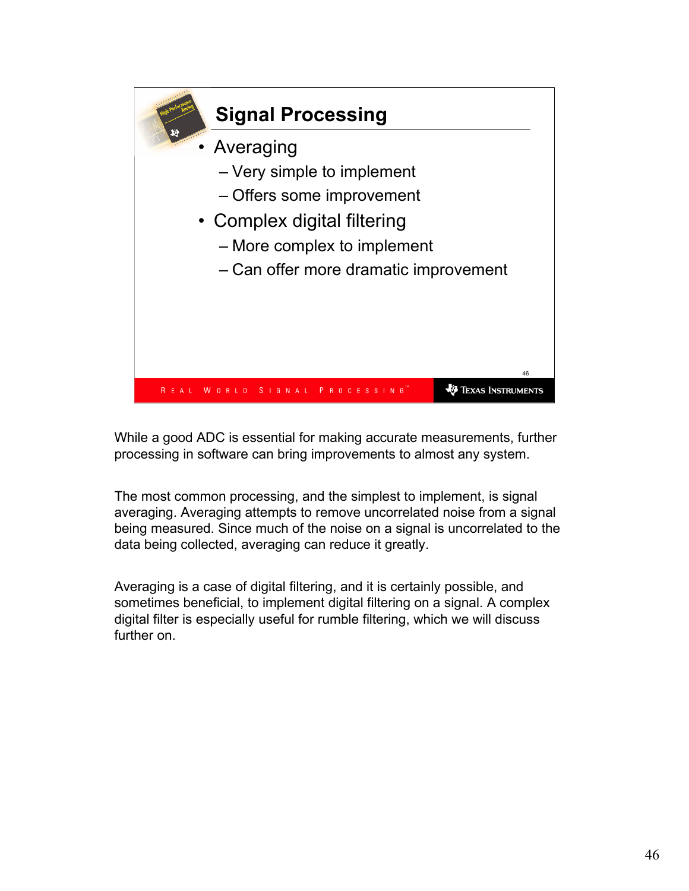## Signal Processing

- Averaging
  - Very simple to implement
  - Offers some improvement
- Complex digital filtering
  - More complex to implement
  - Can offer more dramatic improvement

While a good ADC is essential for making accurate measurements, further processing in software can bring improvements to almost any system.

The most common processing, and the simplest to implement, is signal averaging. Averaging attempts to remove uncorrelated noise from a signal being measured. Since much of the noise on a signal is uncorrelated to the data being collected, averaging can reduce it greatly.

Averaging is a case of digital filtering, and it is certainly possible, and sometimes beneficial, to implement digital filtering on a signal. A complex digital filter is especially useful for rumble filtering, which we will discuss further on.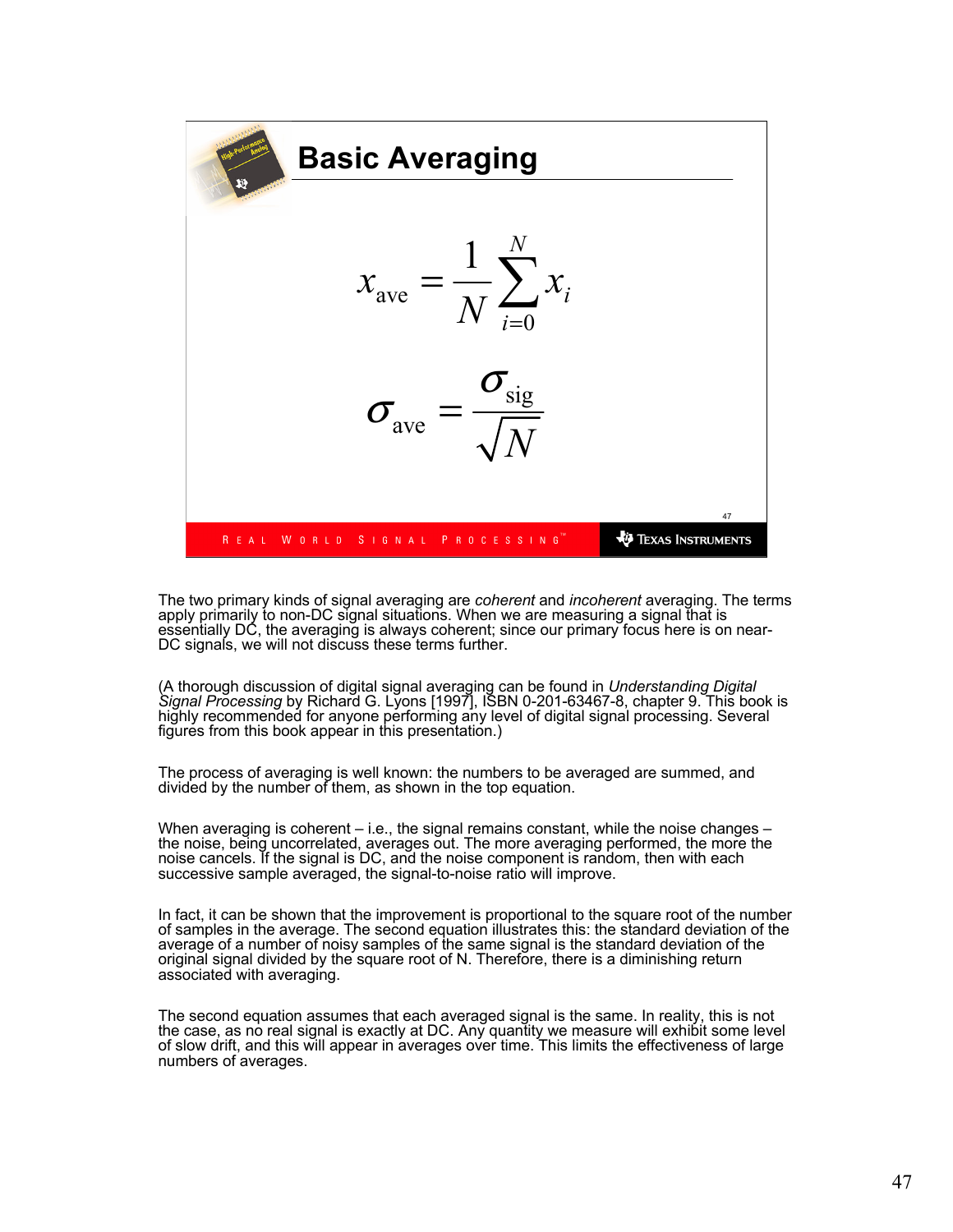# Basic Averaging

$$x_{\text{ave}} = \frac{1}{N} \sum_{i=0}^{N} x_i$$

$$\sigma_{\text{ave}} = \frac{\sigma_{\text{sig}}}{\sqrt{N}}$$

The two primary kinds of signal averaging are *coherent* and *incoherent* averaging. The terms apply primarily to non-DC signal situations. When we are measuring a signal that is essentially DC, the averaging is always coherent; since our primary focus here is on near-DC signals, we will not discuss these terms further.

(A thorough discussion of digital signal averaging can be found in *Understanding Digital Signal Processing* by Richard G. Lyons [1997], ISBN 0-201-63467-8, chapter 9. This book is highly recommended for anyone performing any level of digital signal processing. Several figures from this book appear in this presentation.)

The process of averaging is well known: the numbers to be averaged are summed, and divided by the number of them, as shown in the top equation.

When averaging is coherent – i.e., the signal remains constant, while the noise changes – the noise, being uncorrelated, averages out. The more averaging performed, the more the noise cancels. If the signal is DC, and the noise component is random, then with each successive sample averaged, the signal-to-noise ratio will improve.

In fact, it can be shown that the improvement is proportional to the square root of the number of samples in the average. The second equation illustrates this: the standard deviation of the average of a number of noisy samples of the same signal is the standard deviation of the original signal divided by the square root of N. Therefore, there is a diminishing return associated with averaging.

The second equation assumes that each averaged signal is the same. In reality, this is not the case, as no real signal is exactly at DC. Any quantity we measure will exhibit some level of slow drift, and this will appear in averages over time. This limits the effectiveness of large numbers of averages.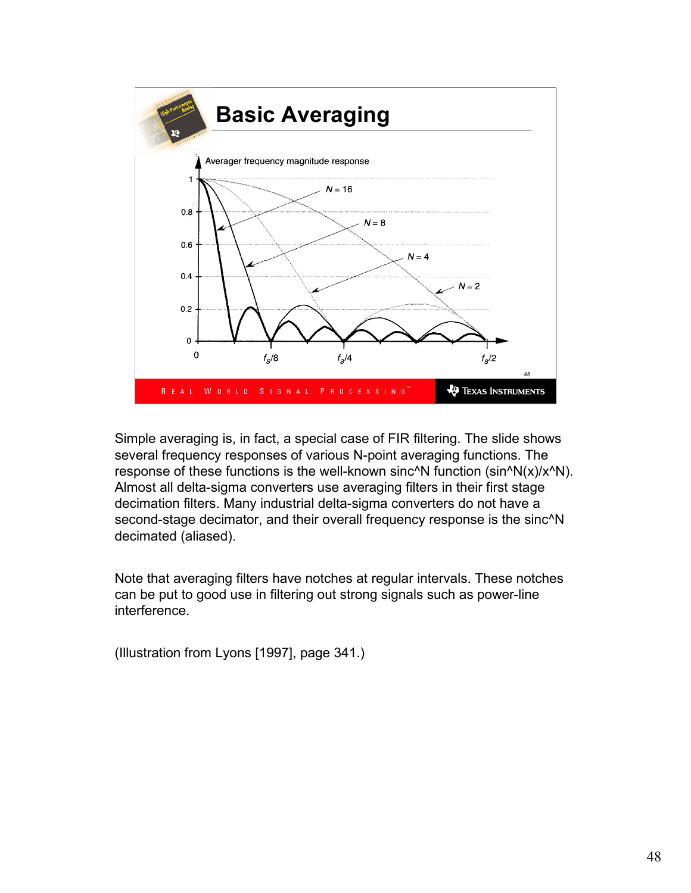# Basic Averaging

Averager frequency magnitude response

Simple averaging is, in fact, a special case of FIR filtering. The slide shows several frequency responses of various N-point averaging functions. The response of these functions is the well-known sinc^N function (sin^N(x)/x^N). Almost all delta-sigma converters use averaging filters in their first stage decimation filters. Many industrial delta-sigma converters do not have a second-stage decimator, and their overall frequency response is the sinc^N decimated (aliased).

Note that averaging filters have notches at regular intervals. These notches can be put to good use in filtering out strong signals such as power-line interference.

(Illustration from Lyons [1997], page 341.)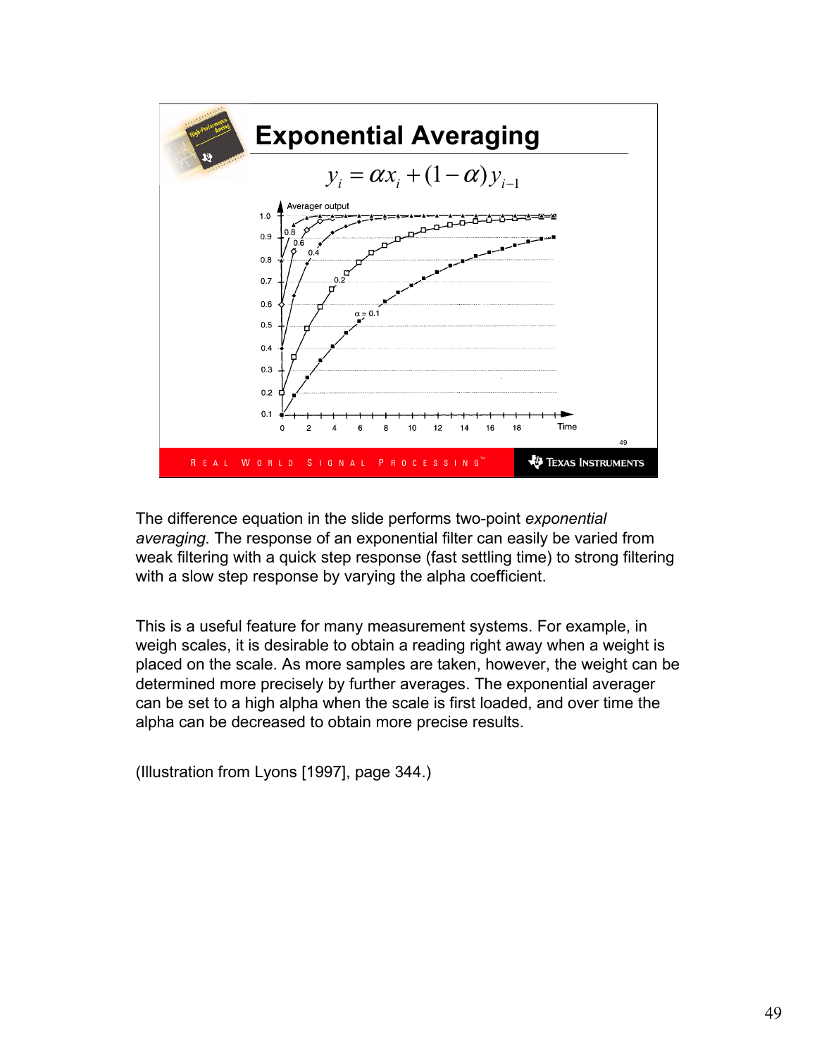## Exponential Averaging

$$y_i = \alpha x_i + (1-\alpha) y_{i-1}$$

The difference equation in the slide performs two-point *exponential averaging.* The response of an exponential filter can easily be varied from weak filtering with a quick step response (fast settling time) to strong filtering with a slow step response by varying the alpha coefficient.

This is a useful feature for many measurement systems. For example, in weigh scales, it is desirable to obtain a reading right away when a weight is placed on the scale. As more samples are taken, however, the weight can be determined more precisely by further averages. The exponential averager can be set to a high alpha when the scale is first loaded, and over time the alpha can be decreased to obtain more precise results.

(Illustration from Lyons [1997], page 344.)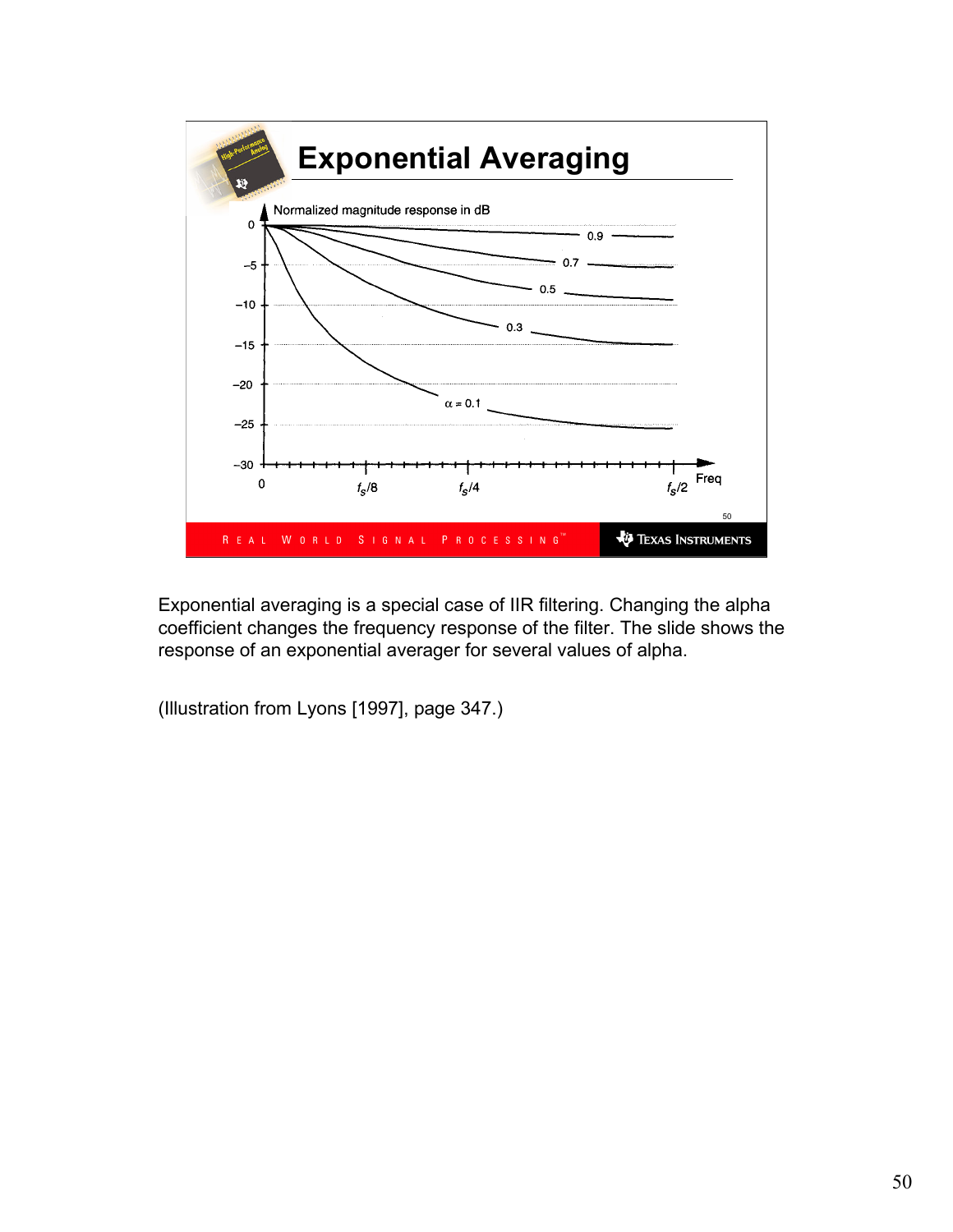# Exponential Averaging

Normalized magnitude response in dB

0, −5, −10, −15, −20, −25, −30

0.9, 0.7, 0.5, 0.3, $\alpha = 0.1$

0, $f_s/8$, $f_s/4$, $f_s/2$, Freq

REAL WORLD SIGNAL PROCESSING™ — TEXAS INSTRUMENTS

Exponential averaging is a special case of IIR filtering. Changing the alpha coefficient changes the frequency response of the filter. The slide shows the response of an exponential averager for several values of alpha.

(Illustration from Lyons [1997], page 347.)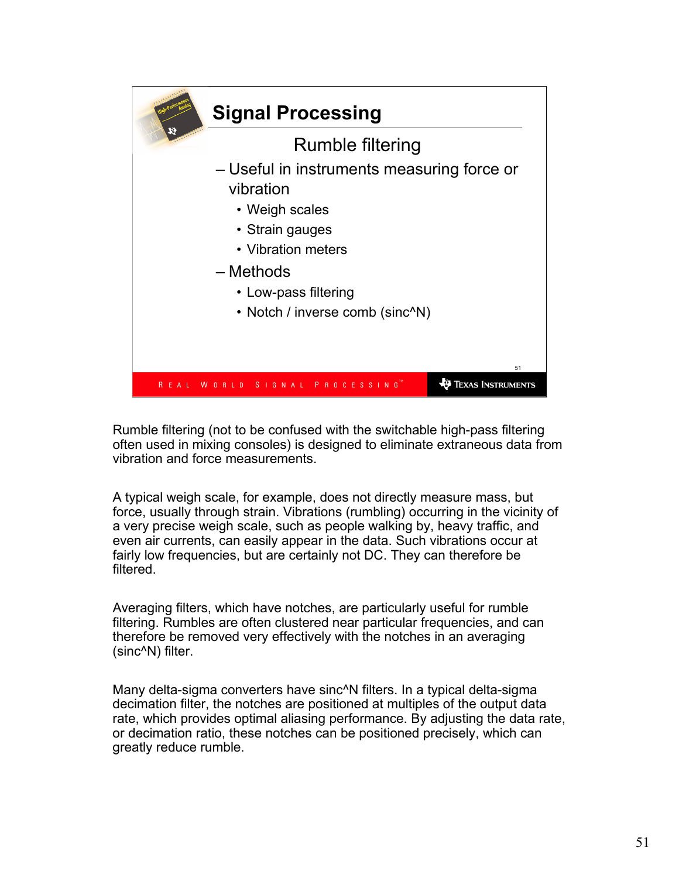## Signal Processing

### Rumble filtering

- Useful in instruments measuring force or vibration
  - Weigh scales
  - Strain gauges
  - Vibration meters
- Methods
  - Low-pass filtering
  - Notch / inverse comb (sinc^N)

Rumble filtering (not to be confused with the switchable high-pass filtering often used in mixing consoles) is designed to eliminate extraneous data from vibration and force measurements.

A typical weigh scale, for example, does not directly measure mass, but force, usually through strain. Vibrations (rumbling) occurring in the vicinity of a very precise weigh scale, such as people walking by, heavy traffic, and even air currents, can easily appear in the data. Such vibrations occur at fairly low frequencies, but are certainly not DC. They can therefore be filtered.

Averaging filters, which have notches, are particularly useful for rumble filtering. Rumbles are often clustered near particular frequencies, and can therefore be removed very effectively with the notches in an averaging (sinc^N) filter.

Many delta-sigma converters have sinc^N filters. In a typical delta-sigma decimation filter, the notches are positioned at multiples of the output data rate, which provides optimal aliasing performance. By adjusting the data rate, or decimation ratio, these notches can be positioned precisely, which can greatly reduce rumble.